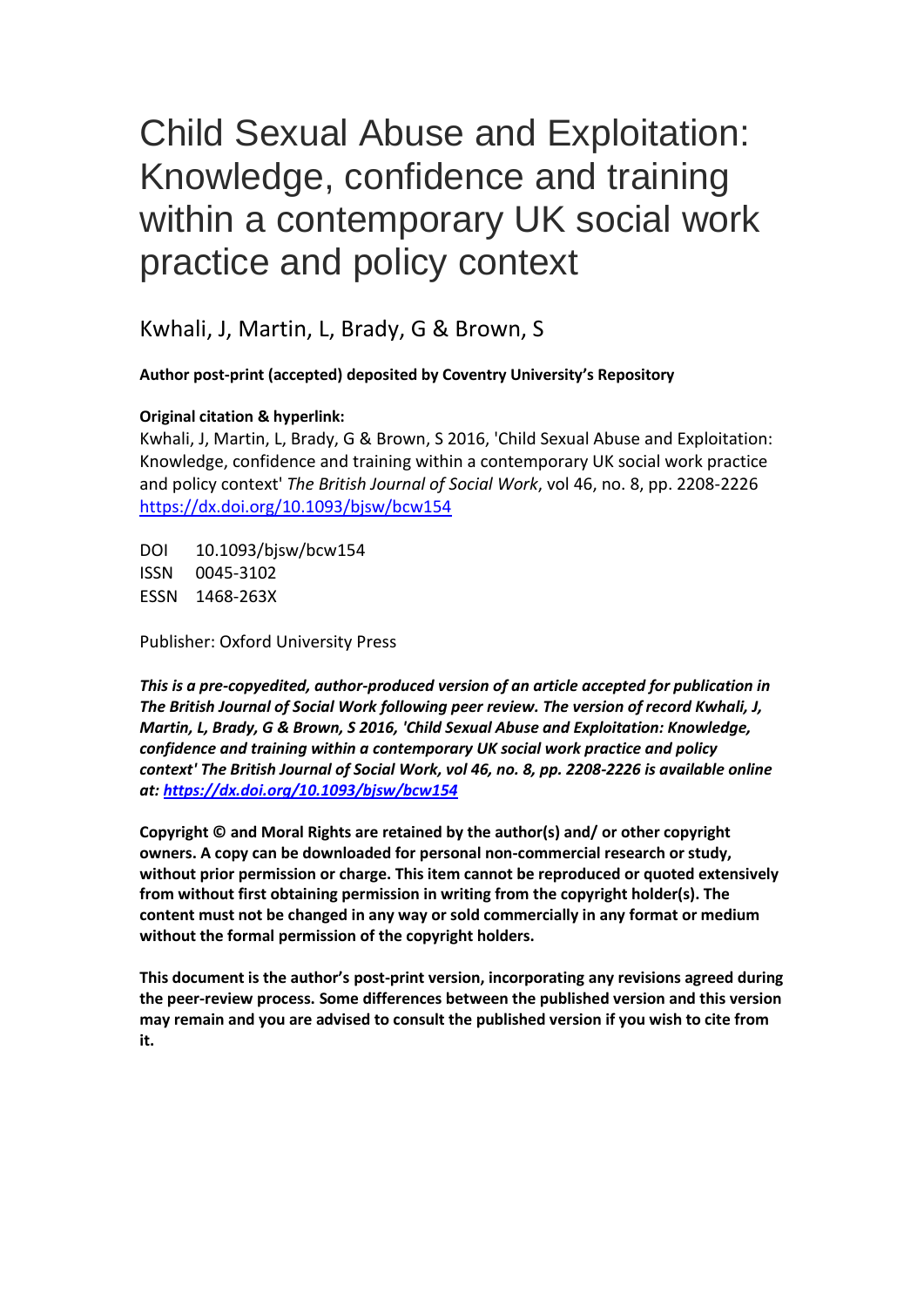# Child Sexual Abuse and Exploitation: Knowledge, confidence and training within a contemporary UK social work practice and policy context

Kwhali, J, Martin, L, Brady, G & Brown, S

**Author post-print (accepted) deposited by Coventry University's Repository**

**Original citation & hyperlink:**

Kwhali, J, Martin, L, Brady, G & Brown, S 2016, 'Child Sexual Abuse and Exploitation: Knowledge, confidence and training within a contemporary UK social work practice and policy context' *The British Journal of Social Work*, vol 46, no. 8, pp. 2208-2226
https://dx.doi.org/10.1093/bjsw/bcw154

DOI 10.1093/bjsw/bcw154
ISSN 0045-3102
ESSN 1468-263X

Publisher: Oxford University Press

***This is a pre-copyedited, author-produced version of an article accepted for publication in The British Journal of Social Work following peer review. The version of record Kwhali, J, Martin, L, Brady, G & Brown, S 2016, 'Child Sexual Abuse and Exploitation: Knowledge, confidence and training within a contemporary UK social work practice and policy context' The British Journal of Social Work, vol 46, no. 8, pp. 2208-2226 is available online at: https://dx.doi.org/10.1093/bjsw/bcw154***

**Copyright © and Moral Rights are retained by the author(s) and/ or other copyright owners. A copy can be downloaded for personal non-commercial research or study, without prior permission or charge. This item cannot be reproduced or quoted extensively from without first obtaining permission in writing from the copyright holder(s). The content must not be changed in any way or sold commercially in any format or medium without the formal permission of the copyright holders.**

**This document is the author's post-print version, incorporating any revisions agreed during the peer-review process. Some differences between the published version and this version may remain and you are advised to consult the published version if you wish to cite from it.**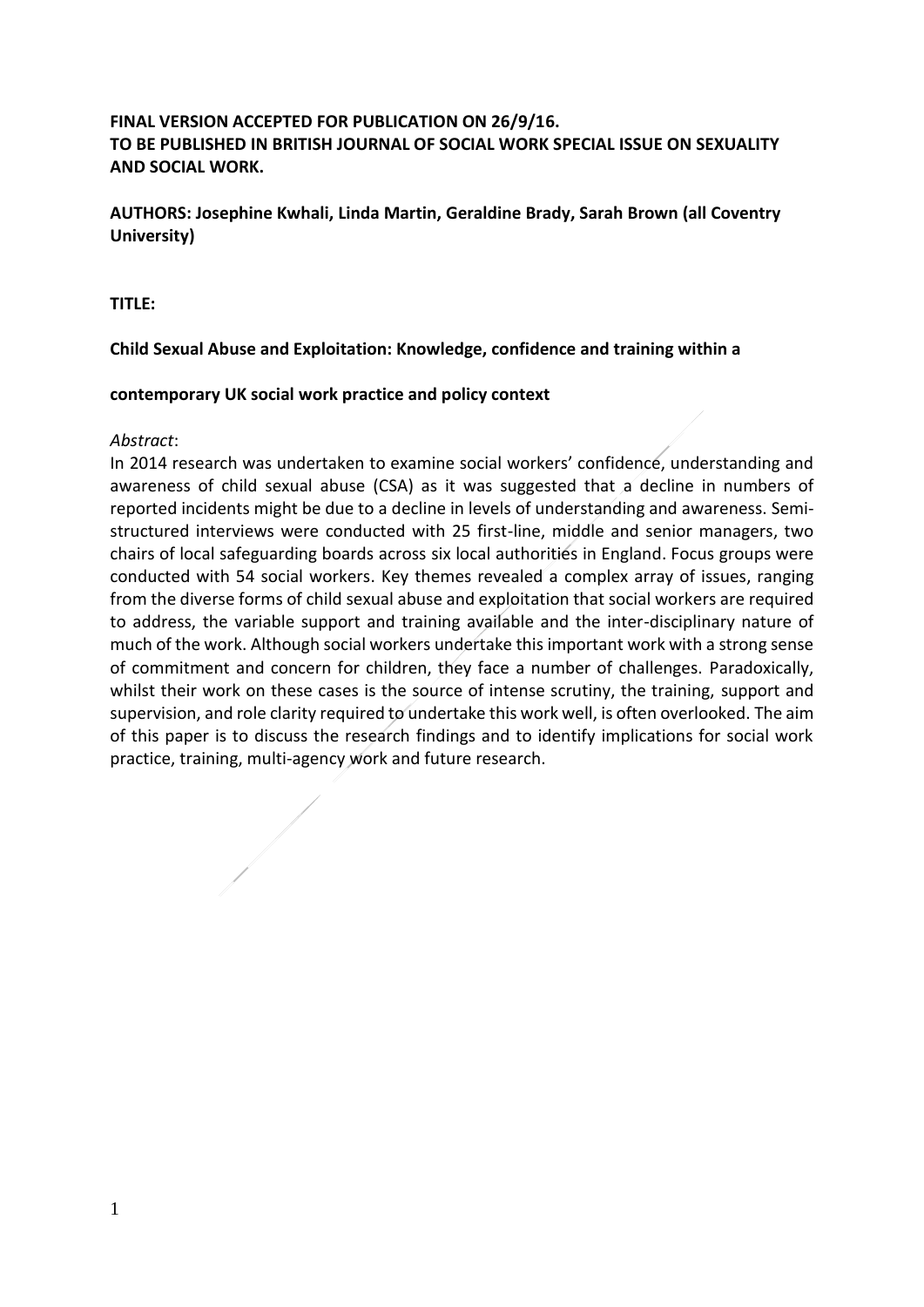**FINAL VERSION ACCEPTED FOR PUBLICATION ON 26/9/16.**
**TO BE PUBLISHED IN BRITISH JOURNAL OF SOCIAL WORK SPECIAL ISSUE ON SEXUALITY AND SOCIAL WORK.**

**AUTHORS: Josephine Kwhali, Linda Martin, Geraldine Brady, Sarah Brown (all Coventry University)**

**TITLE:**

**Child Sexual Abuse and Exploitation: Knowledge, confidence and training within a contemporary UK social work practice and policy context**

*Abstract*:
In 2014 research was undertaken to examine social workers' confidence, understanding and awareness of child sexual abuse (CSA) as it was suggested that a decline in numbers of reported incidents might be due to a decline in levels of understanding and awareness. Semi-structured interviews were conducted with 25 first-line, middle and senior managers, two chairs of local safeguarding boards across six local authorities in England. Focus groups were conducted with 54 social workers. Key themes revealed a complex array of issues, ranging from the diverse forms of child sexual abuse and exploitation that social workers are required to address, the variable support and training available and the inter-disciplinary nature of much of the work. Although social workers undertake this important work with a strong sense of commitment and concern for children, they face a number of challenges. Paradoxically, whilst their work on these cases is the source of intense scrutiny, the training, support and supervision, and role clarity required to undertake this work well, is often overlooked. The aim of this paper is to discuss the research findings and to identify implications for social work practice, training, multi-agency work and future research.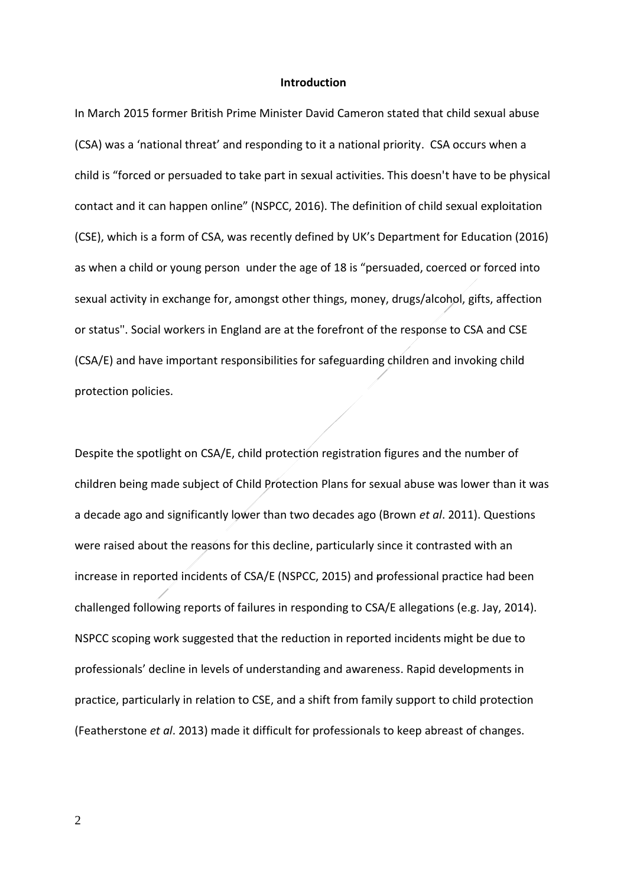## Introduction

In March 2015 former British Prime Minister David Cameron stated that child sexual abuse (CSA) was a 'national threat' and responding to it a national priority. CSA occurs when a child is "forced or persuaded to take part in sexual activities. This doesn't have to be physical contact and it can happen online" (NSPCC, 2016). The definition of child sexual exploitation (CSE), which is a form of CSA, was recently defined by UK's Department for Education (2016) as when a child or young person under the age of 18 is "persuaded, coerced or forced into sexual activity in exchange for, amongst other things, money, drugs/alcohol, gifts, affection or status''. Social workers in England are at the forefront of the response to CSA and CSE (CSA/E) and have important responsibilities for safeguarding children and invoking child protection policies.

Despite the spotlight on CSA/E, child protection registration figures and the number of children being made subject of Child Protection Plans for sexual abuse was lower than it was a decade ago and significantly lower than two decades ago (Brown *et al*. 2011). Questions were raised about the reasons for this decline, particularly since it contrasted with an increase in reported incidents of CSA/E (NSPCC, 2015) and professional practice had been challenged following reports of failures in responding to CSA/E allegations (e.g. Jay, 2014). NSPCC scoping work suggested that the reduction in reported incidents might be due to professionals' decline in levels of understanding and awareness. Rapid developments in practice, particularly in relation to CSE, and a shift from family support to child protection (Featherstone *et al*. 2013) made it difficult for professionals to keep abreast of changes.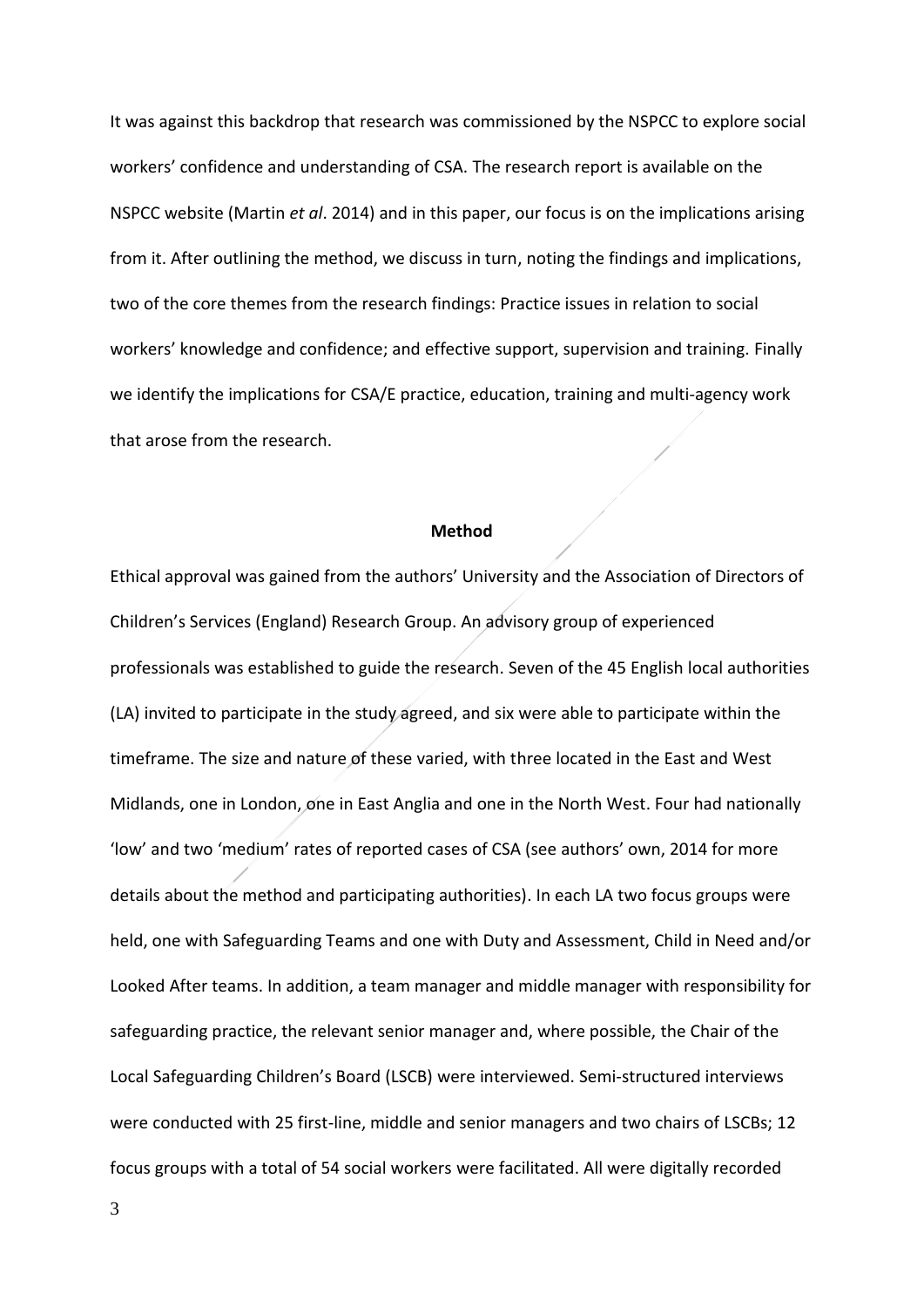It was against this backdrop that research was commissioned by the NSPCC to explore social workers' confidence and understanding of CSA. The research report is available on the NSPCC website (Martin *et al*. 2014) and in this paper, our focus is on the implications arising from it. After outlining the method, we discuss in turn, noting the findings and implications, two of the core themes from the research findings: Practice issues in relation to social workers' knowledge and confidence; and effective support, supervision and training. Finally we identify the implications for CSA/E practice, education, training and multi-agency work that arose from the research.

## Method

Ethical approval was gained from the authors' University and the Association of Directors of Children's Services (England) Research Group. An advisory group of experienced professionals was established to guide the research. Seven of the 45 English local authorities (LA) invited to participate in the study agreed, and six were able to participate within the timeframe. The size and nature of these varied, with three located in the East and West Midlands, one in London, one in East Anglia and one in the North West. Four had nationally 'low' and two 'medium' rates of reported cases of CSA (see authors' own, 2014 for more details about the method and participating authorities). In each LA two focus groups were held, one with Safeguarding Teams and one with Duty and Assessment, Child in Need and/or Looked After teams. In addition, a team manager and middle manager with responsibility for safeguarding practice, the relevant senior manager and, where possible, the Chair of the Local Safeguarding Children's Board (LSCB) were interviewed. Semi-structured interviews were conducted with 25 first-line, middle and senior managers and two chairs of LSCBs; 12 focus groups with a total of 54 social workers were facilitated. All were digitally recorded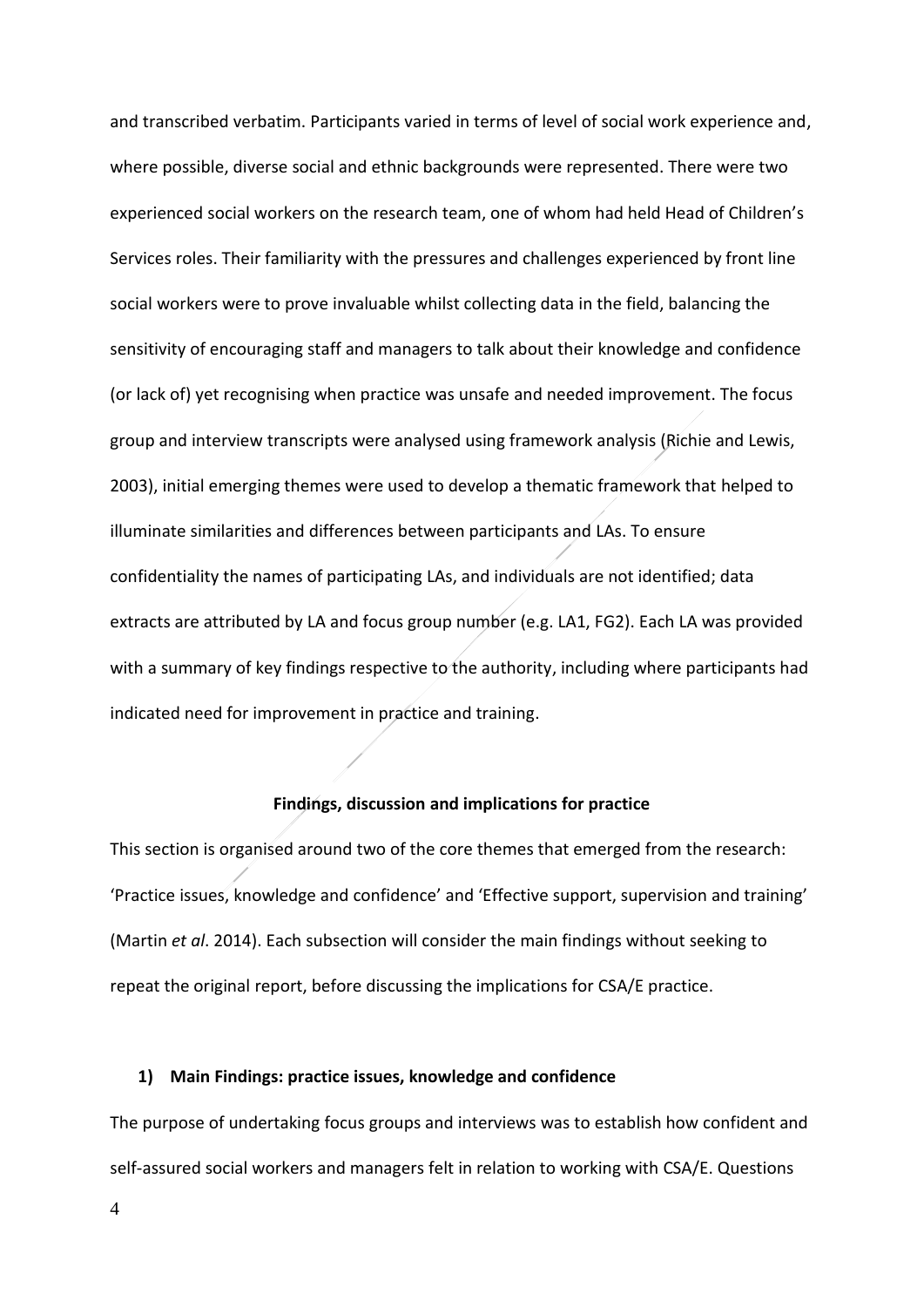and transcribed verbatim. Participants varied in terms of level of social work experience and, where possible, diverse social and ethnic backgrounds were represented. There were two experienced social workers on the research team, one of whom had held Head of Children's Services roles. Their familiarity with the pressures and challenges experienced by front line social workers were to prove invaluable whilst collecting data in the field, balancing the sensitivity of encouraging staff and managers to talk about their knowledge and confidence (or lack of) yet recognising when practice was unsafe and needed improvement. The focus group and interview transcripts were analysed using framework analysis (Richie and Lewis, 2003), initial emerging themes were used to develop a thematic framework that helped to illuminate similarities and differences between participants and LAs. To ensure confidentiality the names of participating LAs, and individuals are not identified; data extracts are attributed by LA and focus group number (e.g. LA1, FG2). Each LA was provided with a summary of key findings respective to the authority, including where participants had indicated need for improvement in practice and training.

## Findings, discussion and implications for practice

This section is organised around two of the core themes that emerged from the research: 'Practice issues, knowledge and confidence' and 'Effective support, supervision and training' (Martin *et al*. 2014). Each subsection will consider the main findings without seeking to repeat the original report, before discussing the implications for CSA/E practice.

### 1) Main Findings: practice issues, knowledge and confidence

The purpose of undertaking focus groups and interviews was to establish how confident and self-assured social workers and managers felt in relation to working with CSA/E. Questions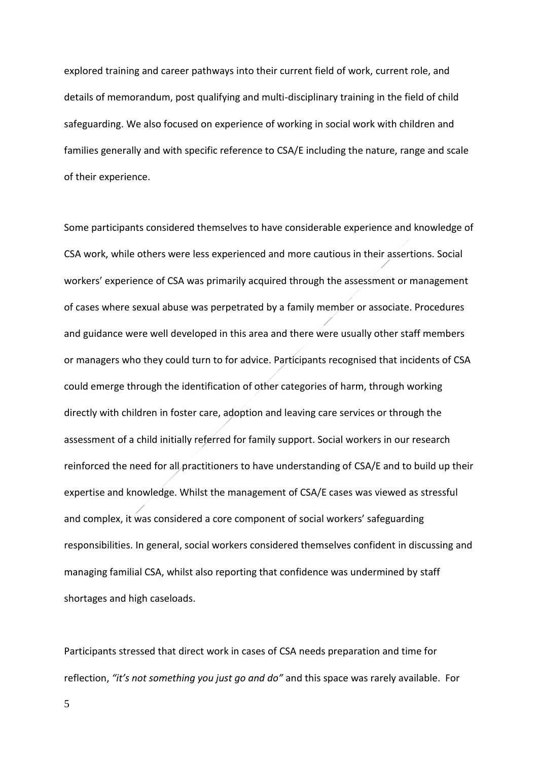explored training and career pathways into their current field of work, current role, and details of memorandum, post qualifying and multi-disciplinary training in the field of child safeguarding. We also focused on experience of working in social work with children and families generally and with specific reference to CSA/E including the nature, range and scale of their experience.

Some participants considered themselves to have considerable experience and knowledge of CSA work, while others were less experienced and more cautious in their assertions. Social workers' experience of CSA was primarily acquired through the assessment or management of cases where sexual abuse was perpetrated by a family member or associate. Procedures and guidance were well developed in this area and there were usually other staff members or managers who they could turn to for advice. Participants recognised that incidents of CSA could emerge through the identification of other categories of harm, through working directly with children in foster care, adoption and leaving care services or through the assessment of a child initially referred for family support. Social workers in our research reinforced the need for all practitioners to have understanding of CSA/E and to build up their expertise and knowledge. Whilst the management of CSA/E cases was viewed as stressful and complex, it was considered a core component of social workers' safeguarding responsibilities. In general, social workers considered themselves confident in discussing and managing familial CSA, whilst also reporting that confidence was undermined by staff shortages and high caseloads.

Participants stressed that direct work in cases of CSA needs preparation and time for reflection, *"it's not something you just go and do"* and this space was rarely available. For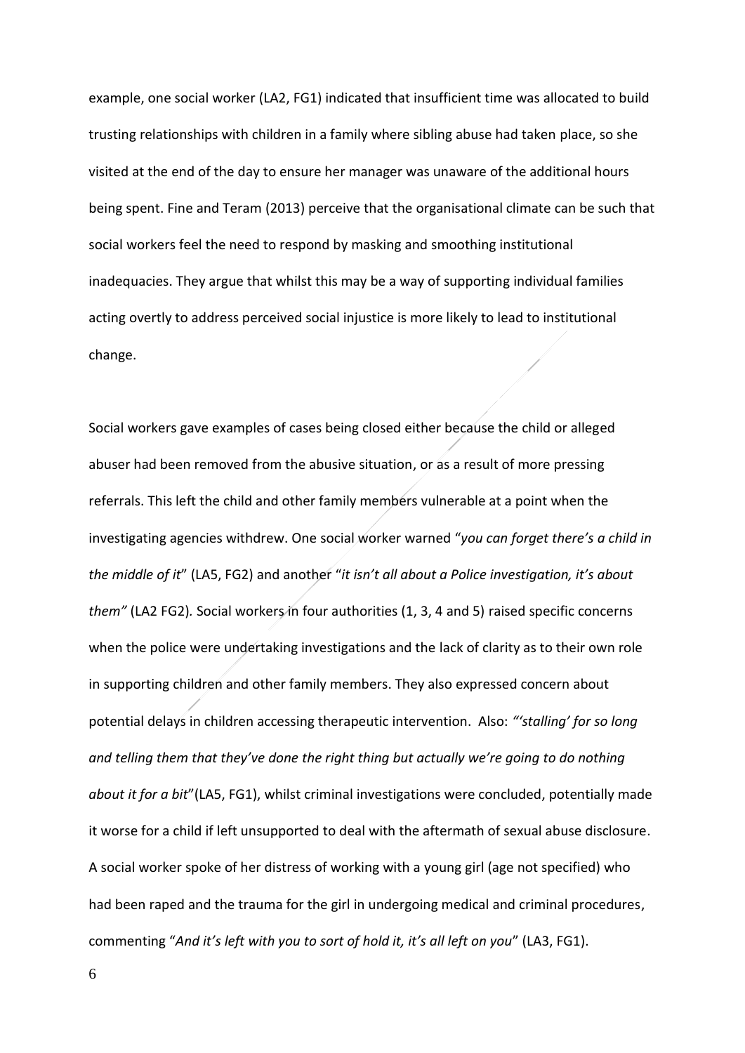example, one social worker (LA2, FG1) indicated that insufficient time was allocated to build trusting relationships with children in a family where sibling abuse had taken place, so she visited at the end of the day to ensure her manager was unaware of the additional hours being spent. Fine and Teram (2013) perceive that the organisational climate can be such that social workers feel the need to respond by masking and smoothing institutional inadequacies. They argue that whilst this may be a way of supporting individual families acting overtly to address perceived social injustice is more likely to lead to institutional change.

Social workers gave examples of cases being closed either because the child or alleged abuser had been removed from the abusive situation, or as a result of more pressing referrals. This left the child and other family members vulnerable at a point when the investigating agencies withdrew. One social worker warned "*you can forget there's a child in the middle of it*" (LA5, FG2) and another "*it isn't all about a Police investigation, it's about them"* (LA2 FG2). Social workers in four authorities (1, 3, 4 and 5) raised specific concerns when the police were undertaking investigations and the lack of clarity as to their own role in supporting children and other family members. They also expressed concern about potential delays in children accessing therapeutic intervention. Also: *"'stalling' for so long and telling them that they've done the right thing but actually we're going to do nothing about it for a bit*"(LA5, FG1), whilst criminal investigations were concluded, potentially made it worse for a child if left unsupported to deal with the aftermath of sexual abuse disclosure. A social worker spoke of her distress of working with a young girl (age not specified) who had been raped and the trauma for the girl in undergoing medical and criminal procedures, commenting "*And it's left with you to sort of hold it, it's all left on you*" (LA3, FG1).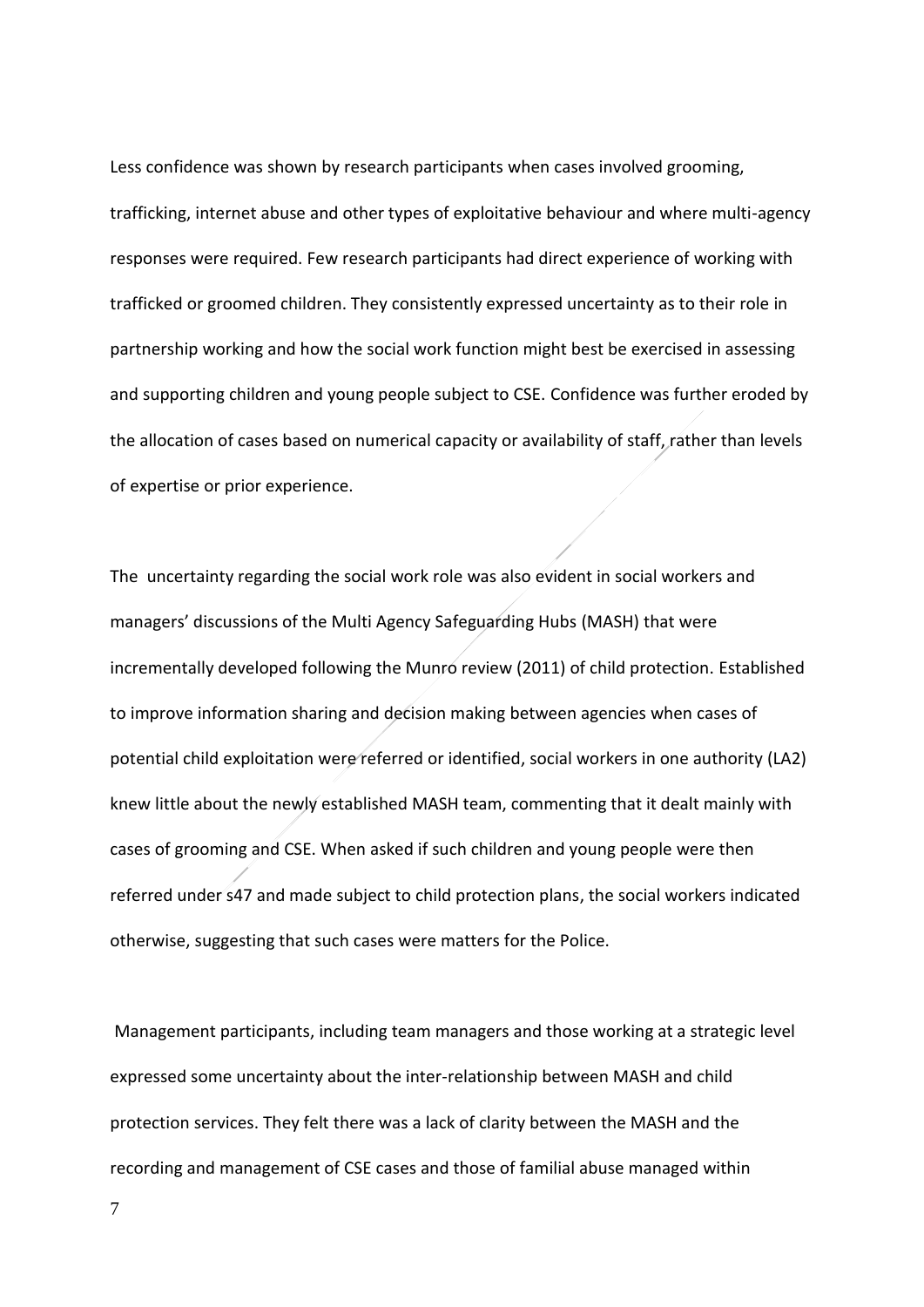Less confidence was shown by research participants when cases involved grooming, trafficking, internet abuse and other types of exploitative behaviour and where multi-agency responses were required. Few research participants had direct experience of working with trafficked or groomed children. They consistently expressed uncertainty as to their role in partnership working and how the social work function might best be exercised in assessing and supporting children and young people subject to CSE. Confidence was further eroded by the allocation of cases based on numerical capacity or availability of staff, rather than levels of expertise or prior experience.

The uncertainty regarding the social work role was also evident in social workers and managers' discussions of the Multi Agency Safeguarding Hubs (MASH) that were incrementally developed following the Munro review (2011) of child protection. Established to improve information sharing and decision making between agencies when cases of potential child exploitation were referred or identified, social workers in one authority (LA2) knew little about the newly established MASH team, commenting that it dealt mainly with cases of grooming and CSE. When asked if such children and young people were then referred under s47 and made subject to child protection plans, the social workers indicated otherwise, suggesting that such cases were matters for the Police.

Management participants, including team managers and those working at a strategic level expressed some uncertainty about the inter-relationship between MASH and child protection services. They felt there was a lack of clarity between the MASH and the recording and management of CSE cases and those of familial abuse managed within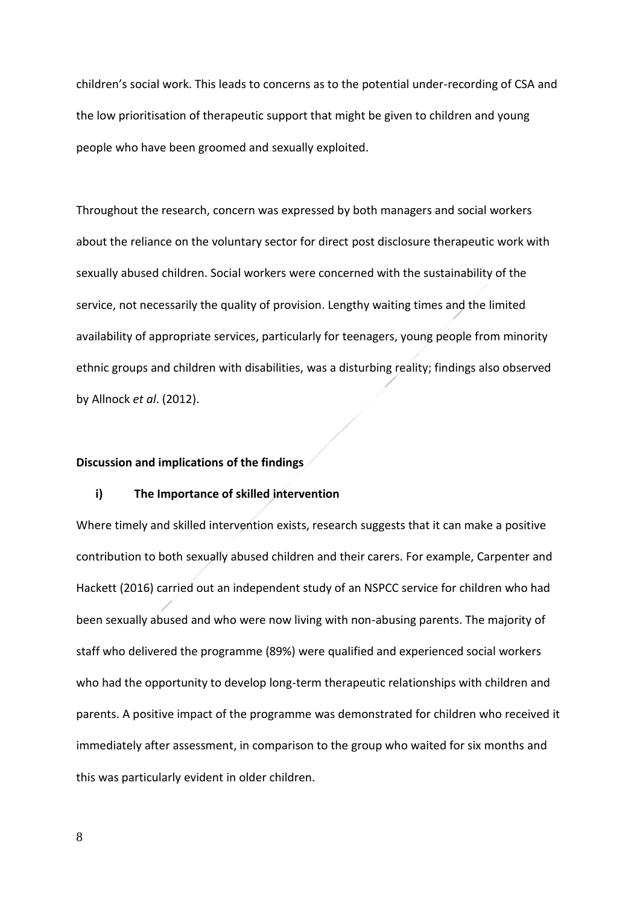children's social work. This leads to concerns as to the potential under-recording of CSA and the low prioritisation of therapeutic support that might be given to children and young people who have been groomed and sexually exploited.

Throughout the research, concern was expressed by both managers and social workers about the reliance on the voluntary sector for direct post disclosure therapeutic work with sexually abused children. Social workers were concerned with the sustainability of the service, not necessarily the quality of provision. Lengthy waiting times and the limited availability of appropriate services, particularly for teenagers, young people from minority ethnic groups and children with disabilities, was a disturbing reality; findings also observed by Allnock *et al*. (2012).

## Discussion and implications of the findings

### i) The Importance of skilled intervention

Where timely and skilled intervention exists, research suggests that it can make a positive contribution to both sexually abused children and their carers. For example, Carpenter and Hackett (2016) carried out an independent study of an NSPCC service for children who had been sexually abused and who were now living with non-abusing parents. The majority of staff who delivered the programme (89%) were qualified and experienced social workers who had the opportunity to develop long-term therapeutic relationships with children and parents. A positive impact of the programme was demonstrated for children who received it immediately after assessment, in comparison to the group who waited for six months and this was particularly evident in older children.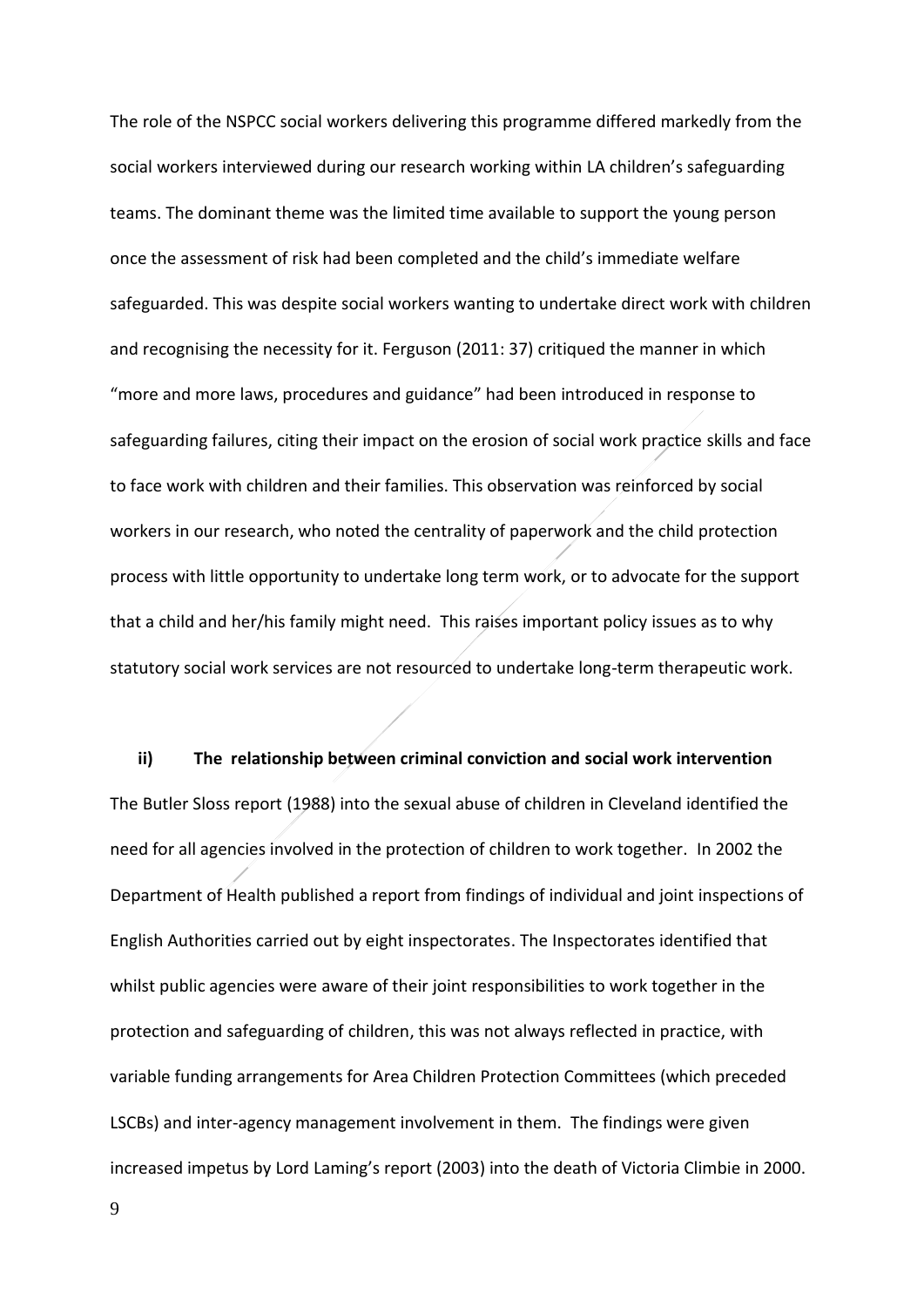The role of the NSPCC social workers delivering this programme differed markedly from the social workers interviewed during our research working within LA children's safeguarding teams. The dominant theme was the limited time available to support the young person once the assessment of risk had been completed and the child's immediate welfare safeguarded. This was despite social workers wanting to undertake direct work with children and recognising the necessity for it. Ferguson (2011: 37) critiqued the manner in which "more and more laws, procedures and guidance" had been introduced in response to safeguarding failures, citing their impact on the erosion of social work practice skills and face to face work with children and their families. This observation was reinforced by social workers in our research, who noted the centrality of paperwork and the child protection process with little opportunity to undertake long term work, or to advocate for the support that a child and her/his family might need. This raises important policy issues as to why statutory social work services are not resourced to undertake long-term therapeutic work.

### ii) The relationship between criminal conviction and social work intervention

The Butler Sloss report (1988) into the sexual abuse of children in Cleveland identified the need for all agencies involved in the protection of children to work together. In 2002 the Department of Health published a report from findings of individual and joint inspections of English Authorities carried out by eight inspectorates. The Inspectorates identified that whilst public agencies were aware of their joint responsibilities to work together in the protection and safeguarding of children, this was not always reflected in practice, with variable funding arrangements for Area Children Protection Committees (which preceded LSCBs) and inter-agency management involvement in them. The findings were given increased impetus by Lord Laming's report (2003) into the death of Victoria Climbie in 2000.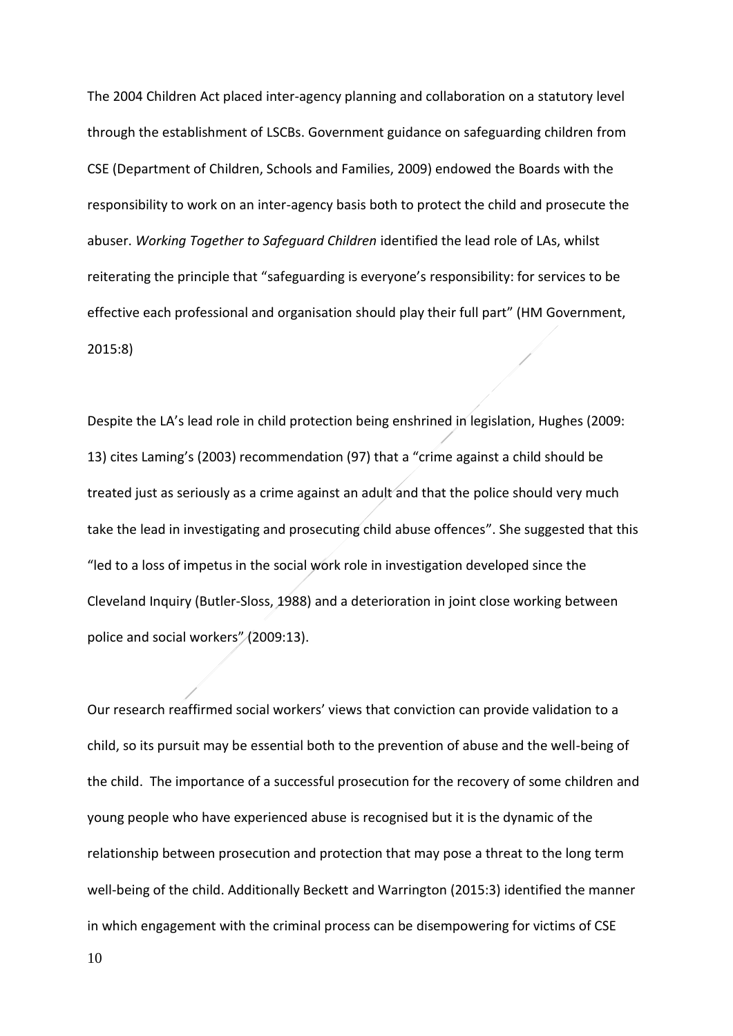The 2004 Children Act placed inter-agency planning and collaboration on a statutory level through the establishment of LSCBs. Government guidance on safeguarding children from CSE (Department of Children, Schools and Families, 2009) endowed the Boards with the responsibility to work on an inter-agency basis both to protect the child and prosecute the abuser. *Working Together to Safeguard Children* identified the lead role of LAs, whilst reiterating the principle that "safeguarding is everyone's responsibility: for services to be effective each professional and organisation should play their full part" (HM Government, 2015:8)

Despite the LA's lead role in child protection being enshrined in legislation, Hughes (2009: 13) cites Laming's (2003) recommendation (97) that a "crime against a child should be treated just as seriously as a crime against an adult and that the police should very much take the lead in investigating and prosecuting child abuse offences". She suggested that this "led to a loss of impetus in the social work role in investigation developed since the Cleveland Inquiry (Butler-Sloss, 1988) and a deterioration in joint close working between police and social workers" (2009:13).

Our research reaffirmed social workers' views that conviction can provide validation to a child, so its pursuit may be essential both to the prevention of abuse and the well-being of the child. The importance of a successful prosecution for the recovery of some children and young people who have experienced abuse is recognised but it is the dynamic of the relationship between prosecution and protection that may pose a threat to the long term well-being of the child. Additionally Beckett and Warrington (2015:3) identified the manner in which engagement with the criminal process can be disempowering for victims of CSE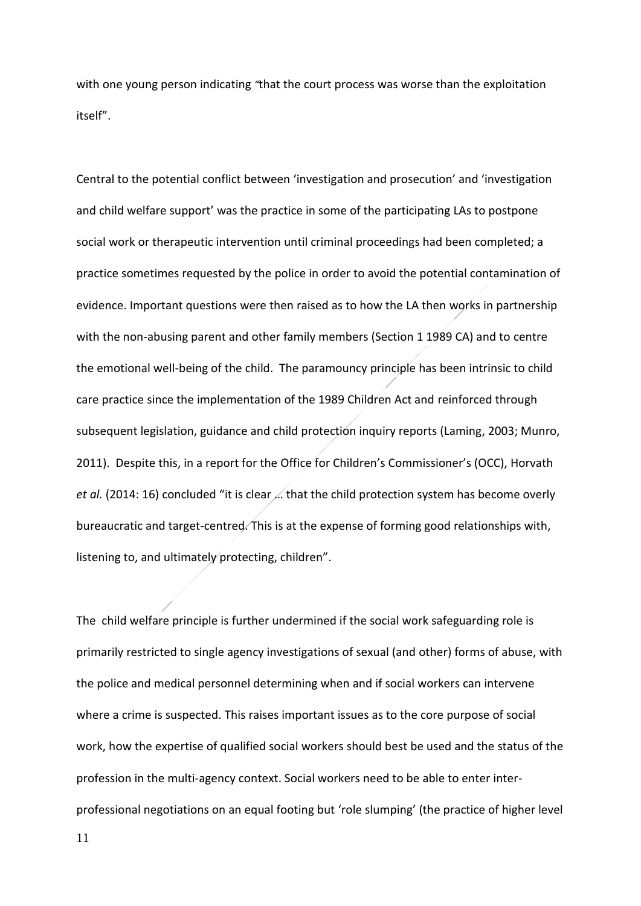with one young person indicating "that the court process was worse than the exploitation itself".

Central to the potential conflict between 'investigation and prosecution' and 'investigation and child welfare support' was the practice in some of the participating LAs to postpone social work or therapeutic intervention until criminal proceedings had been completed; a practice sometimes requested by the police in order to avoid the potential contamination of evidence. Important questions were then raised as to how the LA then works in partnership with the non-abusing parent and other family members (Section 1 1989 CA) and to centre the emotional well-being of the child. The paramouncy principle has been intrinsic to child care practice since the implementation of the 1989 Children Act and reinforced through subsequent legislation, guidance and child protection inquiry reports (Laming, 2003; Munro, 2011). Despite this, in a report for the Office for Children's Commissioner's (OCC), Horvath *et al.* (2014: 16) concluded "it is clear ... that the child protection system has become overly bureaucratic and target-centred. This is at the expense of forming good relationships with, listening to, and ultimately protecting, children".

The child welfare principle is further undermined if the social work safeguarding role is primarily restricted to single agency investigations of sexual (and other) forms of abuse, with the police and medical personnel determining when and if social workers can intervene where a crime is suspected. This raises important issues as to the core purpose of social work, how the expertise of qualified social workers should best be used and the status of the profession in the multi-agency context. Social workers need to be able to enter inter-professional negotiations on an equal footing but 'role slumping' (the practice of higher level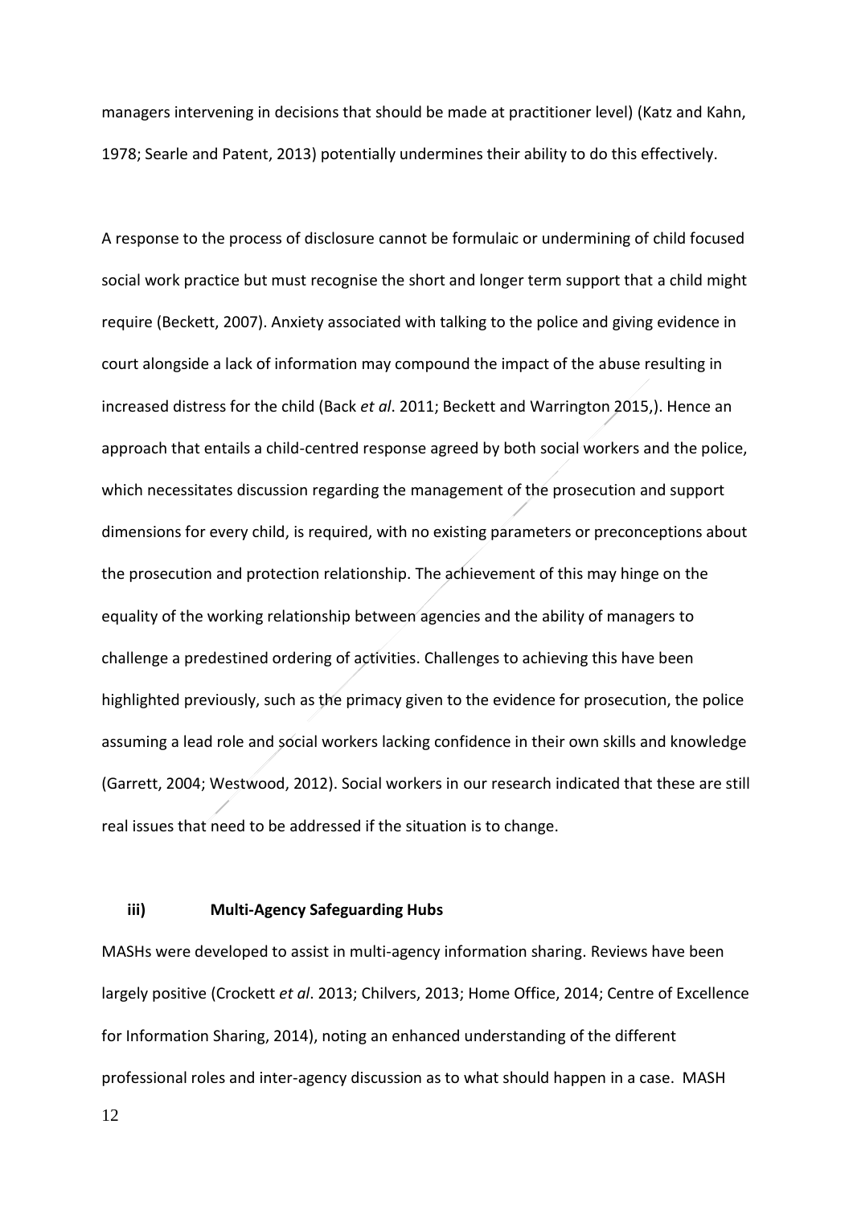managers intervening in decisions that should be made at practitioner level) (Katz and Kahn, 1978; Searle and Patent, 2013) potentially undermines their ability to do this effectively.

A response to the process of disclosure cannot be formulaic or undermining of child focused social work practice but must recognise the short and longer term support that a child might require (Beckett, 2007). Anxiety associated with talking to the police and giving evidence in court alongside a lack of information may compound the impact of the abuse resulting in increased distress for the child (Back *et al*. 2011; Beckett and Warrington 2015,). Hence an approach that entails a child-centred response agreed by both social workers and the police, which necessitates discussion regarding the management of the prosecution and support dimensions for every child, is required, with no existing parameters or preconceptions about the prosecution and protection relationship. The achievement of this may hinge on the equality of the working relationship between agencies and the ability of managers to challenge a predestined ordering of activities. Challenges to achieving this have been highlighted previously, such as the primacy given to the evidence for prosecution, the police assuming a lead role and social workers lacking confidence in their own skills and knowledge (Garrett, 2004; Westwood, 2012). Social workers in our research indicated that these are still real issues that need to be addressed if the situation is to change.

### iii) Multi-Agency Safeguarding Hubs

MASHs were developed to assist in multi-agency information sharing. Reviews have been largely positive (Crockett *et al*. 2013; Chilvers, 2013; Home Office, 2014; Centre of Excellence for Information Sharing, 2014), noting an enhanced understanding of the different professional roles and inter-agency discussion as to what should happen in a case. MASH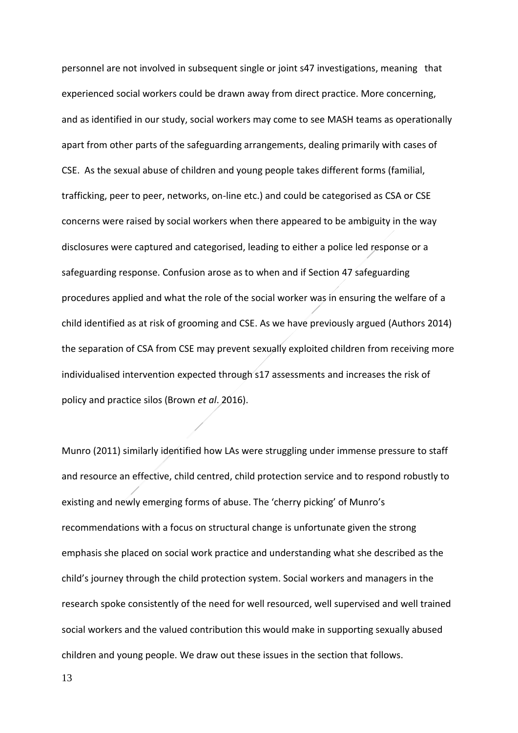personnel are not involved in subsequent single or joint s47 investigations, meaning that experienced social workers could be drawn away from direct practice. More concerning, and as identified in our study, social workers may come to see MASH teams as operationally apart from other parts of the safeguarding arrangements, dealing primarily with cases of CSE. As the sexual abuse of children and young people takes different forms (familial, trafficking, peer to peer, networks, on-line etc.) and could be categorised as CSA or CSE concerns were raised by social workers when there appeared to be ambiguity in the way disclosures were captured and categorised, leading to either a police led response or a safeguarding response. Confusion arose as to when and if Section 47 safeguarding procedures applied and what the role of the social worker was in ensuring the welfare of a child identified as at risk of grooming and CSE. As we have previously argued (Authors 2014) the separation of CSA from CSE may prevent sexually exploited children from receiving more individualised intervention expected through s17 assessments and increases the risk of policy and practice silos (Brown *et al*. 2016).

Munro (2011) similarly identified how LAs were struggling under immense pressure to staff and resource an effective, child centred, child protection service and to respond robustly to existing and newly emerging forms of abuse. The 'cherry picking' of Munro's recommendations with a focus on structural change is unfortunate given the strong emphasis she placed on social work practice and understanding what she described as the child's journey through the child protection system. Social workers and managers in the research spoke consistently of the need for well resourced, well supervised and well trained social workers and the valued contribution this would make in supporting sexually abused children and young people. We draw out these issues in the section that follows.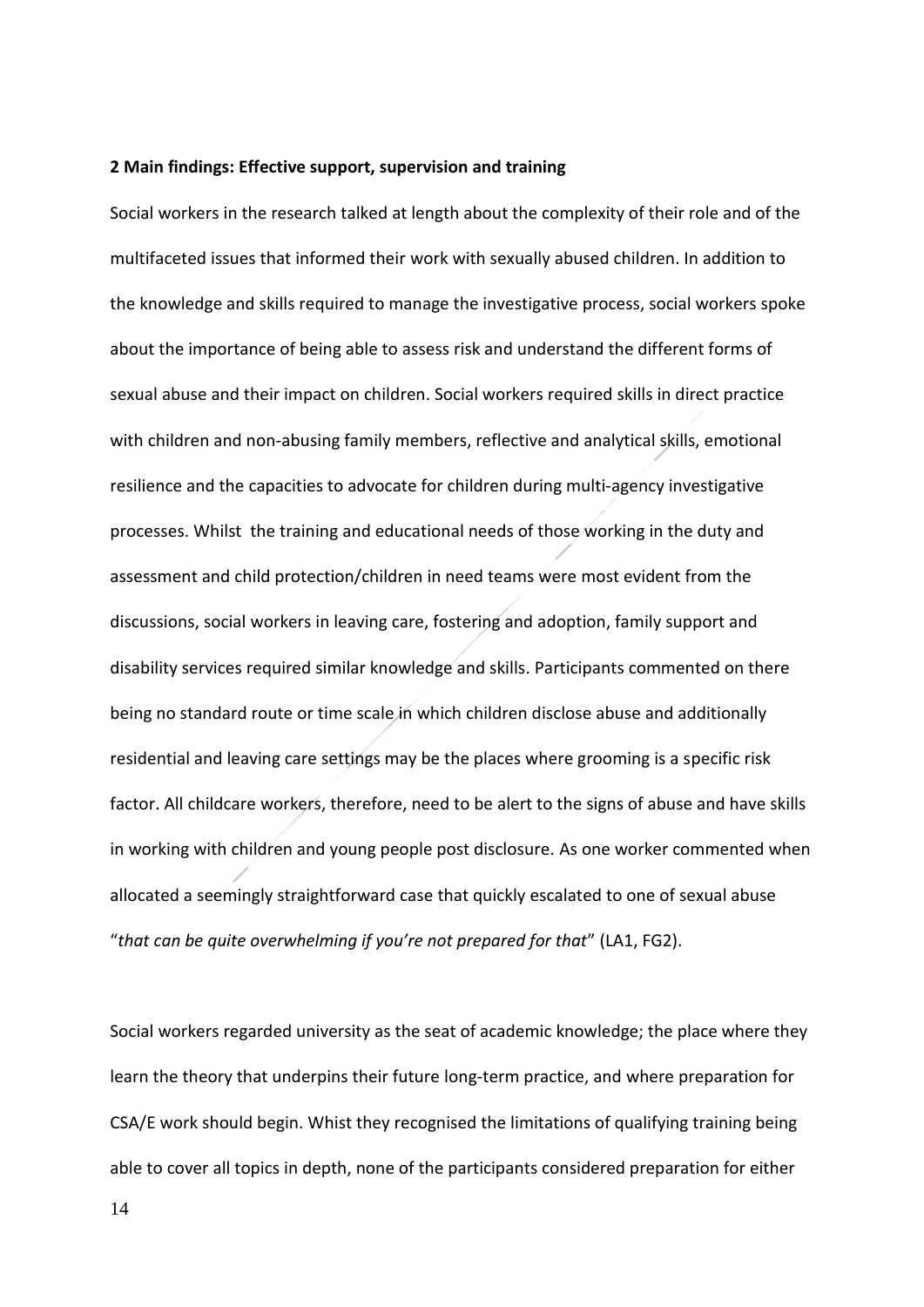**2 Main findings: Effective support, supervision and training**

Social workers in the research talked at length about the complexity of their role and of the multifaceted issues that informed their work with sexually abused children. In addition to the knowledge and skills required to manage the investigative process, social workers spoke about the importance of being able to assess risk and understand the different forms of sexual abuse and their impact on children. Social workers required skills in direct practice with children and non-abusing family members, reflective and analytical skills, emotional resilience and the capacities to advocate for children during multi-agency investigative processes. Whilst  the training and educational needs of those working in the duty and assessment and child protection/children in need teams were most evident from the discussions, social workers in leaving care, fostering and adoption, family support and disability services required similar knowledge and skills. Participants commented on there being no standard route or time scale in which children disclose abuse and additionally residential and leaving care settings may be the places where grooming is a specific risk factor. All childcare workers, therefore, need to be alert to the signs of abuse and have skills in working with children and young people post disclosure. As one worker commented when allocated a seemingly straightforward case that quickly escalated to one of sexual abuse "*that can be quite overwhelming if you're not prepared for that*" (LA1, FG2).

Social workers regarded university as the seat of academic knowledge; the place where they learn the theory that underpins their future long-term practice, and where preparation for CSA/E work should begin. Whist they recognised the limitations of qualifying training being able to cover all topics in depth, none of the participants considered preparation for either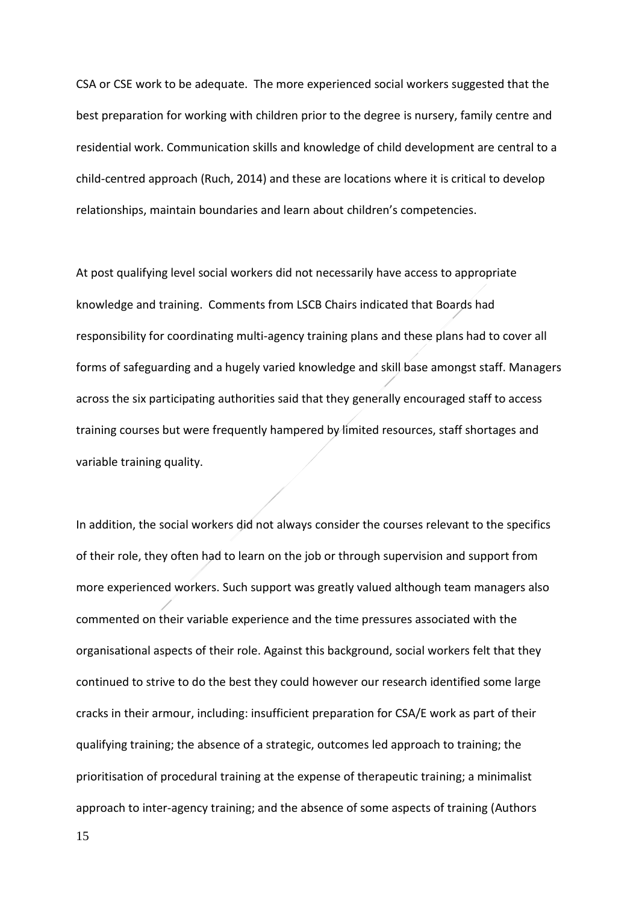CSA or CSE work to be adequate. The more experienced social workers suggested that the best preparation for working with children prior to the degree is nursery, family centre and residential work. Communication skills and knowledge of child development are central to a child-centred approach (Ruch, 2014) and these are locations where it is critical to develop relationships, maintain boundaries and learn about children's competencies.

At post qualifying level social workers did not necessarily have access to appropriate knowledge and training. Comments from LSCB Chairs indicated that Boards had responsibility for coordinating multi-agency training plans and these plans had to cover all forms of safeguarding and a hugely varied knowledge and skill base amongst staff. Managers across the six participating authorities said that they generally encouraged staff to access training courses but were frequently hampered by limited resources, staff shortages and variable training quality.

In addition, the social workers did not always consider the courses relevant to the specifics of their role, they often had to learn on the job or through supervision and support from more experienced workers. Such support was greatly valued although team managers also commented on their variable experience and the time pressures associated with the organisational aspects of their role. Against this background, social workers felt that they continued to strive to do the best they could however our research identified some large cracks in their armour, including: insufficient preparation for CSA/E work as part of their qualifying training; the absence of a strategic, outcomes led approach to training; the prioritisation of procedural training at the expense of therapeutic training; a minimalist approach to inter-agency training; and the absence of some aspects of training (Authors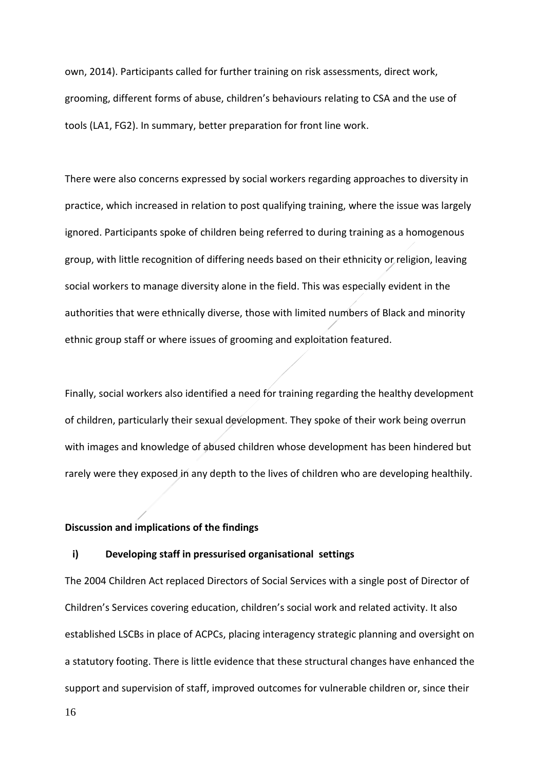own, 2014). Participants called for further training on risk assessments, direct work, grooming, different forms of abuse, children's behaviours relating to CSA and the use of tools (LA1, FG2). In summary, better preparation for front line work.

There were also concerns expressed by social workers regarding approaches to diversity in practice, which increased in relation to post qualifying training, where the issue was largely ignored. Participants spoke of children being referred to during training as a homogenous group, with little recognition of differing needs based on their ethnicity or religion, leaving social workers to manage diversity alone in the field. This was especially evident in the authorities that were ethnically diverse, those with limited numbers of Black and minority ethnic group staff or where issues of grooming and exploitation featured.

Finally, social workers also identified a need for training regarding the healthy development of children, particularly their sexual development. They spoke of their work being overrun with images and knowledge of abused children whose development has been hindered but rarely were they exposed in any depth to the lives of children who are developing healthily.

## Discussion and implications of the findings

### i) Developing staff in pressurised organisational settings

The 2004 Children Act replaced Directors of Social Services with a single post of Director of Children's Services covering education, children's social work and related activity. It also established LSCBs in place of ACPCs, placing interagency strategic planning and oversight on a statutory footing. There is little evidence that these structural changes have enhanced the support and supervision of staff, improved outcomes for vulnerable children or, since their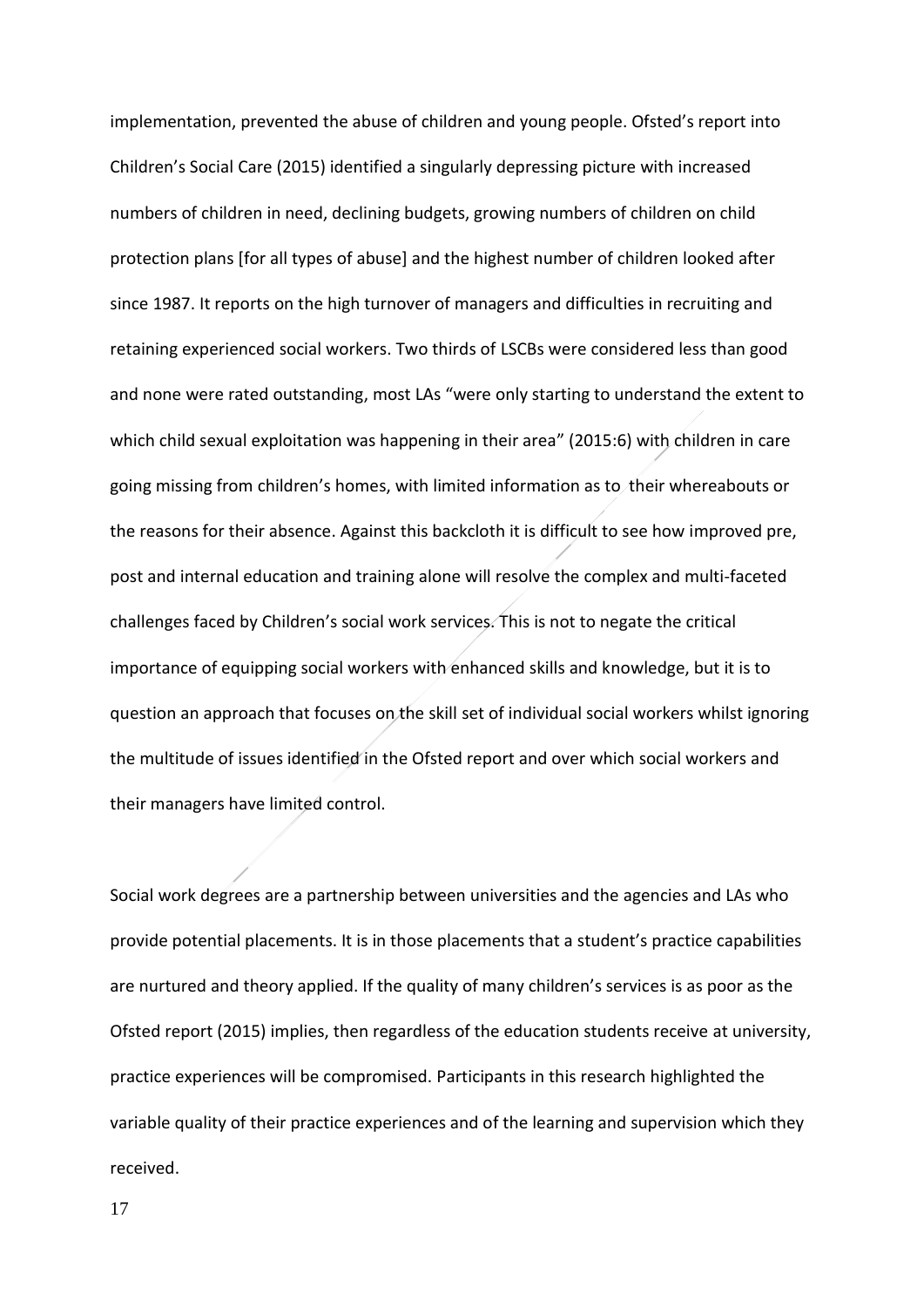implementation, prevented the abuse of children and young people. Ofsted's report into Children's Social Care (2015) identified a singularly depressing picture with increased numbers of children in need, declining budgets, growing numbers of children on child protection plans [for all types of abuse] and the highest number of children looked after since 1987. It reports on the high turnover of managers and difficulties in recruiting and retaining experienced social workers. Two thirds of LSCBs were considered less than good and none were rated outstanding, most LAs "were only starting to understand the extent to which child sexual exploitation was happening in their area" (2015:6) with children in care going missing from children's homes, with limited information as to their whereabouts or the reasons for their absence. Against this backcloth it is difficult to see how improved pre, post and internal education and training alone will resolve the complex and multi-faceted challenges faced by Children's social work services. This is not to negate the critical importance of equipping social workers with enhanced skills and knowledge, but it is to question an approach that focuses on the skill set of individual social workers whilst ignoring the multitude of issues identified in the Ofsted report and over which social workers and their managers have limited control.

Social work degrees are a partnership between universities and the agencies and LAs who provide potential placements. It is in those placements that a student's practice capabilities are nurtured and theory applied. If the quality of many children's services is as poor as the Ofsted report (2015) implies, then regardless of the education students receive at university, practice experiences will be compromised. Participants in this research highlighted the variable quality of their practice experiences and of the learning and supervision which they received.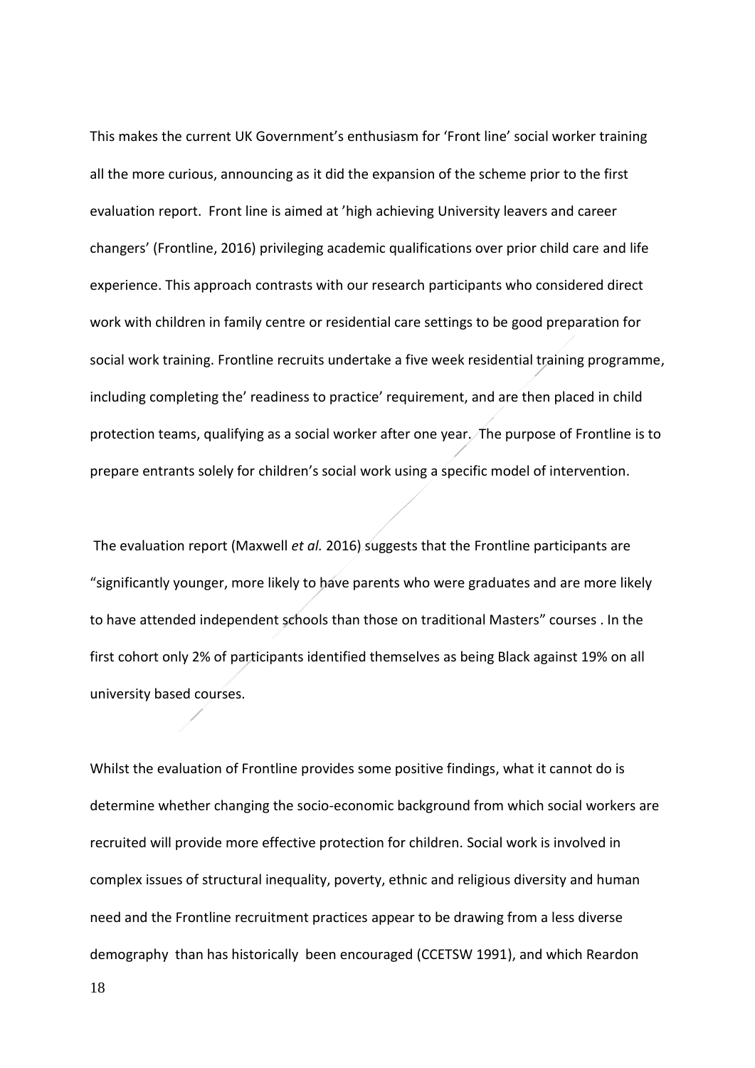This makes the current UK Government's enthusiasm for 'Front line' social worker training all the more curious, announcing as it did the expansion of the scheme prior to the first evaluation report. Front line is aimed at 'high achieving University leavers and career changers' (Frontline, 2016) privileging academic qualifications over prior child care and life experience. This approach contrasts with our research participants who considered direct work with children in family centre or residential care settings to be good preparation for social work training. Frontline recruits undertake a five week residential training programme, including completing the' readiness to practice' requirement, and are then placed in child protection teams, qualifying as a social worker after one year. The purpose of Frontline is to prepare entrants solely for children's social work using a specific model of intervention.

The evaluation report (Maxwell *et al.* 2016) suggests that the Frontline participants are "significantly younger, more likely to have parents who were graduates and are more likely to have attended independent schools than those on traditional Masters" courses . In the first cohort only 2% of participants identified themselves as being Black against 19% on all university based courses.

Whilst the evaluation of Frontline provides some positive findings, what it cannot do is determine whether changing the socio-economic background from which social workers are recruited will provide more effective protection for children. Social work is involved in complex issues of structural inequality, poverty, ethnic and religious diversity and human need and the Frontline recruitment practices appear to be drawing from a less diverse demography than has historically been encouraged (CCETSW 1991), and which Reardon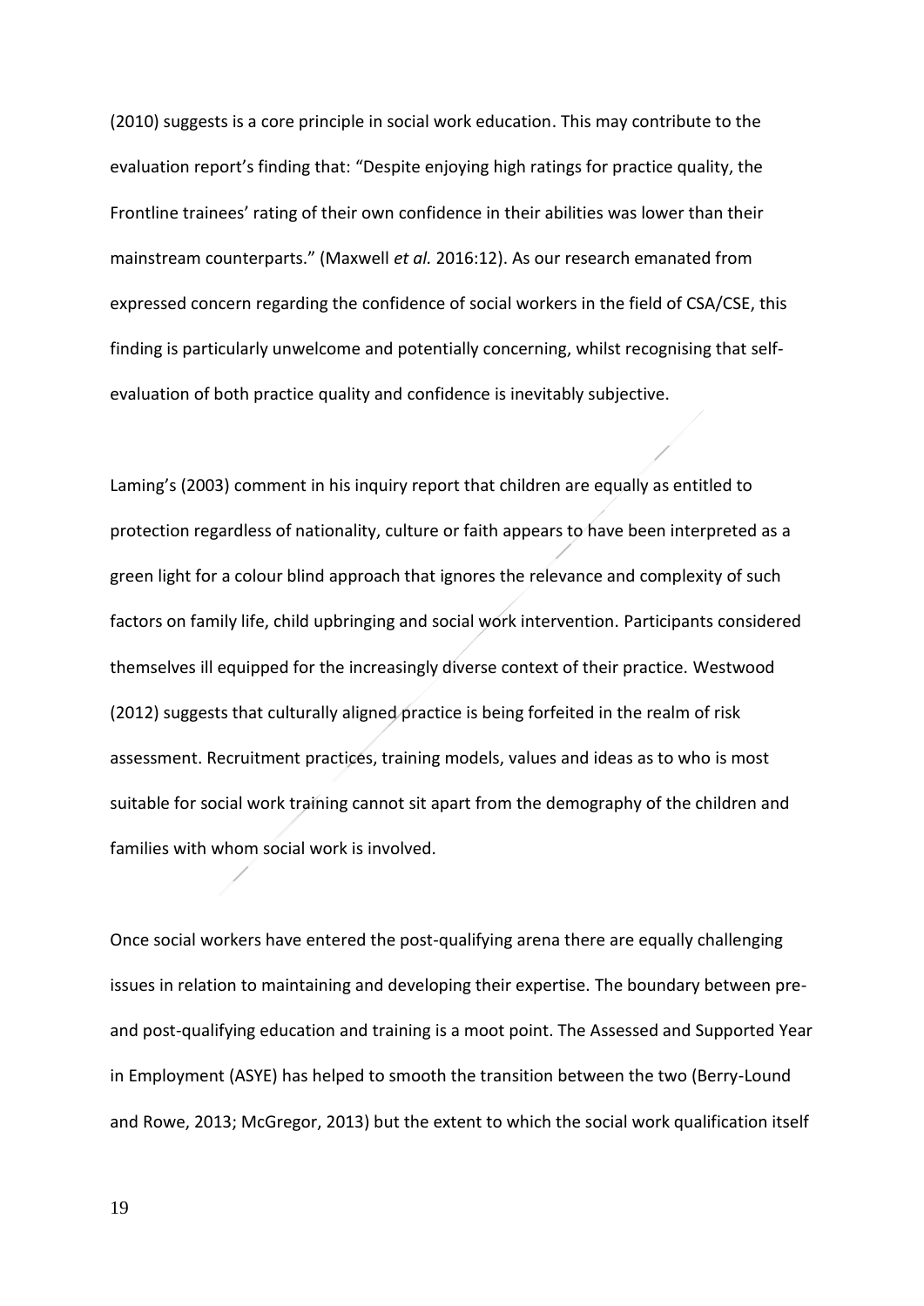(2010) suggests is a core principle in social work education. This may contribute to the evaluation report's finding that: "Despite enjoying high ratings for practice quality, the Frontline trainees' rating of their own confidence in their abilities was lower than their mainstream counterparts." (Maxwell *et al.* 2016:12). As our research emanated from expressed concern regarding the confidence of social workers in the field of CSA/CSE, this finding is particularly unwelcome and potentially concerning, whilst recognising that self-evaluation of both practice quality and confidence is inevitably subjective.

Laming's (2003) comment in his inquiry report that children are equally as entitled to protection regardless of nationality, culture or faith appears to have been interpreted as a green light for a colour blind approach that ignores the relevance and complexity of such factors on family life, child upbringing and social work intervention. Participants considered themselves ill equipped for the increasingly diverse context of their practice. Westwood (2012) suggests that culturally aligned practice is being forfeited in the realm of risk assessment. Recruitment practices, training models, values and ideas as to who is most suitable for social work training cannot sit apart from the demography of the children and families with whom social work is involved.

Once social workers have entered the post-qualifying arena there are equally challenging issues in relation to maintaining and developing their expertise. The boundary between pre- and post-qualifying education and training is a moot point. The Assessed and Supported Year in Employment (ASYE) has helped to smooth the transition between the two (Berry-Lound and Rowe, 2013; McGregor, 2013) but the extent to which the social work qualification itself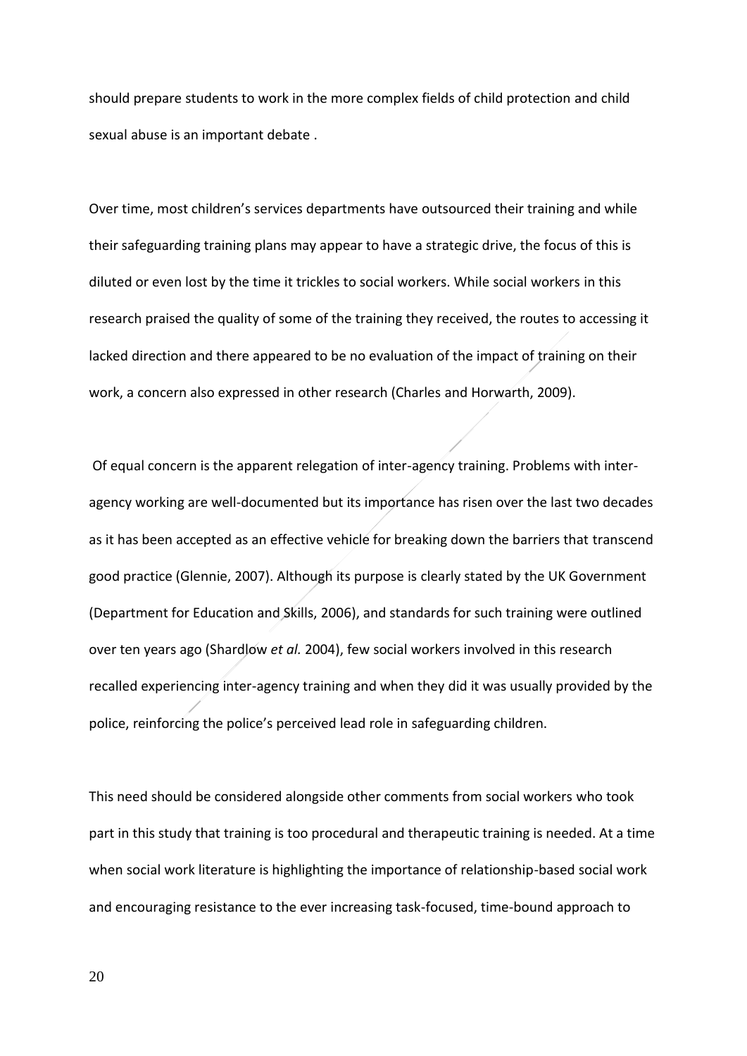should prepare students to work in the more complex fields of child protection and child sexual abuse is an important debate .

Over time, most children's services departments have outsourced their training and while their safeguarding training plans may appear to have a strategic drive, the focus of this is diluted or even lost by the time it trickles to social workers. While social workers in this research praised the quality of some of the training they received, the routes to accessing it lacked direction and there appeared to be no evaluation of the impact of training on their work, a concern also expressed in other research (Charles and Horwarth, 2009).

Of equal concern is the apparent relegation of inter-agency training. Problems with inter-agency working are well-documented but its importance has risen over the last two decades as it has been accepted as an effective vehicle for breaking down the barriers that transcend good practice (Glennie, 2007). Although its purpose is clearly stated by the UK Government (Department for Education and Skills, 2006), and standards for such training were outlined over ten years ago (Shardlow *et al.* 2004), few social workers involved in this research recalled experiencing inter-agency training and when they did it was usually provided by the police, reinforcing the police's perceived lead role in safeguarding children.

This need should be considered alongside other comments from social workers who took part in this study that training is too procedural and therapeutic training is needed. At a time when social work literature is highlighting the importance of relationship-based social work and encouraging resistance to the ever increasing task-focused, time-bound approach to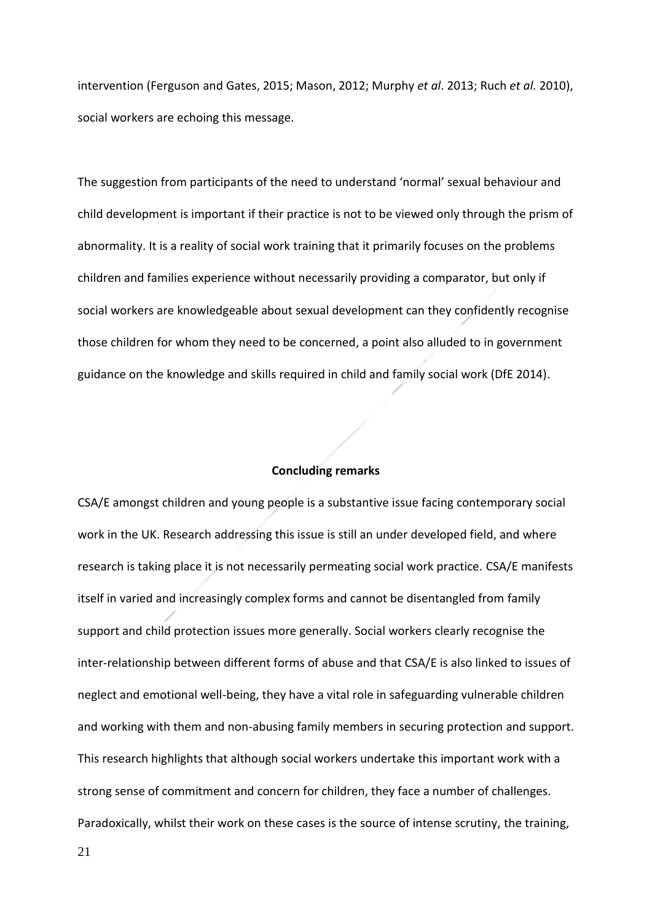intervention (Ferguson and Gates, 2015; Mason, 2012; Murphy *et al*. 2013; Ruch *et al.* 2010), social workers are echoing this message.

The suggestion from participants of the need to understand 'normal' sexual behaviour and child development is important if their practice is not to be viewed only through the prism of abnormality. It is a reality of social work training that it primarily focuses on the problems children and families experience without necessarily providing a comparator, but only if social workers are knowledgeable about sexual development can they confidently recognise those children for whom they need to be concerned, a point also alluded to in government guidance on the knowledge and skills required in child and family social work (DfE 2014).

## Concluding remarks

CSA/E amongst children and young people is a substantive issue facing contemporary social work in the UK. Research addressing this issue is still an under developed field, and where research is taking place it is not necessarily permeating social work practice. CSA/E manifests itself in varied and increasingly complex forms and cannot be disentangled from family support and child protection issues more generally. Social workers clearly recognise the inter-relationship between different forms of abuse and that CSA/E is also linked to issues of neglect and emotional well-being, they have a vital role in safeguarding vulnerable children and working with them and non-abusing family members in securing protection and support. This research highlights that although social workers undertake this important work with a strong sense of commitment and concern for children, they face a number of challenges. Paradoxically, whilst their work on these cases is the source of intense scrutiny, the training,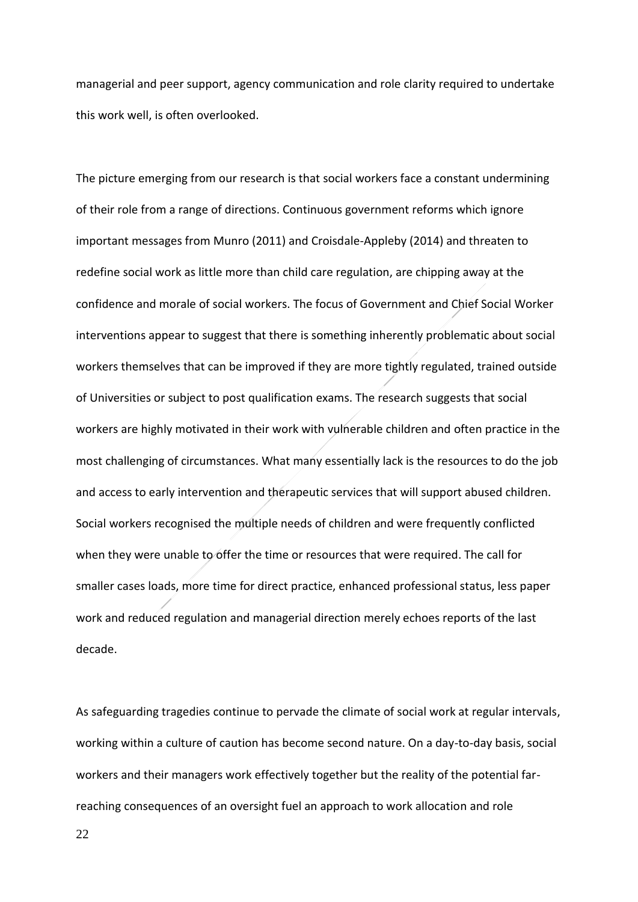managerial and peer support, agency communication and role clarity required to undertake this work well, is often overlooked.

The picture emerging from our research is that social workers face a constant undermining of their role from a range of directions. Continuous government reforms which ignore important messages from Munro (2011) and Croisdale-Appleby (2014) and threaten to redefine social work as little more than child care regulation, are chipping away at the confidence and morale of social workers. The focus of Government and Chief Social Worker interventions appear to suggest that there is something inherently problematic about social workers themselves that can be improved if they are more tightly regulated, trained outside of Universities or subject to post qualification exams. The research suggests that social workers are highly motivated in their work with vulnerable children and often practice in the most challenging of circumstances. What many essentially lack is the resources to do the job and access to early intervention and therapeutic services that will support abused children. Social workers recognised the multiple needs of children and were frequently conflicted when they were unable to offer the time or resources that were required. The call for smaller cases loads, more time for direct practice, enhanced professional status, less paper work and reduced regulation and managerial direction merely echoes reports of the last decade.

As safeguarding tragedies continue to pervade the climate of social work at regular intervals, working within a culture of caution has become second nature. On a day-to-day basis, social workers and their managers work effectively together but the reality of the potential far-reaching consequences of an oversight fuel an approach to work allocation and role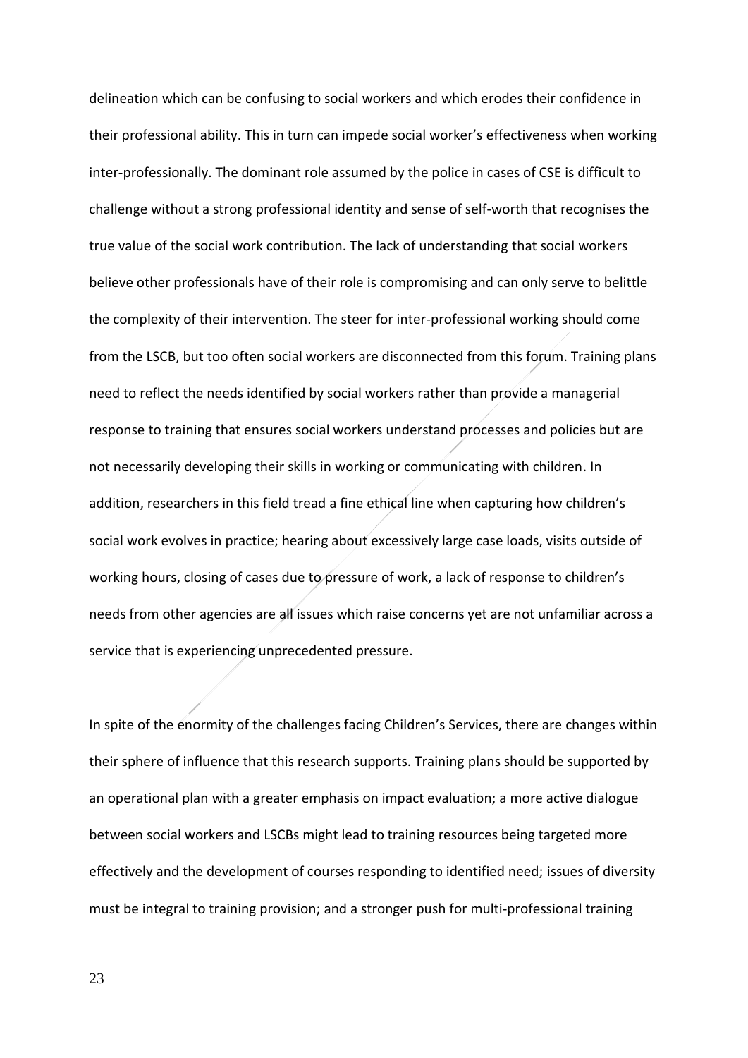delineation which can be confusing to social workers and which erodes their confidence in their professional ability. This in turn can impede social worker's effectiveness when working inter-professionally. The dominant role assumed by the police in cases of CSE is difficult to challenge without a strong professional identity and sense of self-worth that recognises the true value of the social work contribution. The lack of understanding that social workers believe other professionals have of their role is compromising and can only serve to belittle the complexity of their intervention. The steer for inter-professional working should come from the LSCB, but too often social workers are disconnected from this forum. Training plans need to reflect the needs identified by social workers rather than provide a managerial response to training that ensures social workers understand processes and policies but are not necessarily developing their skills in working or communicating with children. In addition, researchers in this field tread a fine ethical line when capturing how children's social work evolves in practice; hearing about excessively large case loads, visits outside of working hours, closing of cases due to pressure of work, a lack of response to children's needs from other agencies are all issues which raise concerns yet are not unfamiliar across a service that is experiencing unprecedented pressure.

In spite of the enormity of the challenges facing Children's Services, there are changes within their sphere of influence that this research supports. Training plans should be supported by an operational plan with a greater emphasis on impact evaluation; a more active dialogue between social workers and LSCBs might lead to training resources being targeted more effectively and the development of courses responding to identified need; issues of diversity must be integral to training provision; and a stronger push for multi-professional training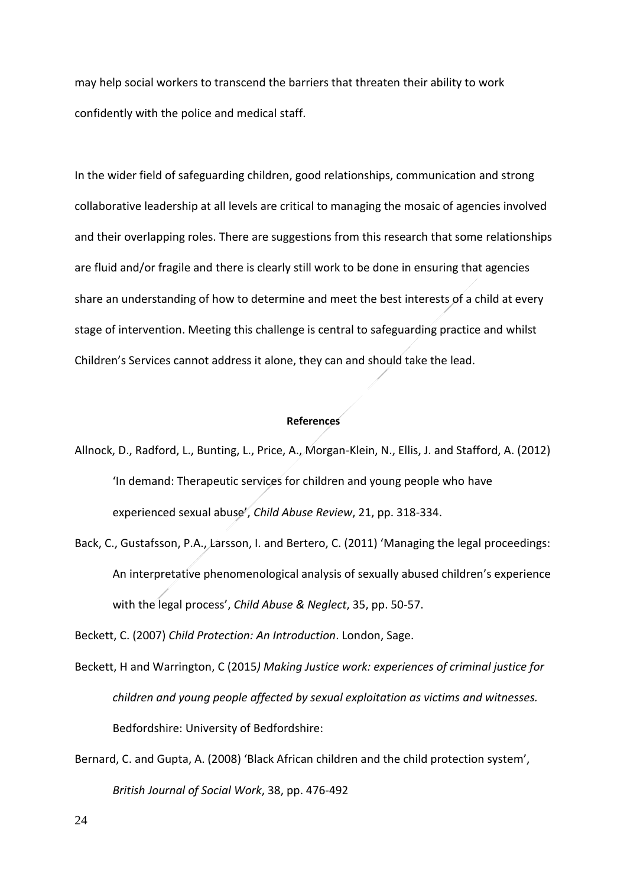may help social workers to transcend the barriers that threaten their ability to work confidently with the police and medical staff.

In the wider field of safeguarding children, good relationships, communication and strong collaborative leadership at all levels are critical to managing the mosaic of agencies involved and their overlapping roles. There are suggestions from this research that some relationships are fluid and/or fragile and there is clearly still work to be done in ensuring that agencies share an understanding of how to determine and meet the best interests of a child at every stage of intervention. Meeting this challenge is central to safeguarding practice and whilst Children's Services cannot address it alone, they can and should take the lead.

**References**

Allnock, D., Radford, L., Bunting, L., Price, A., Morgan-Klein, N., Ellis, J. and Stafford, A. (2012) 'In demand: Therapeutic services for children and young people who have experienced sexual abuse', *Child Abuse Review*, 21, pp. 318-334.

Back, C., Gustafsson, P.A., Larsson, I. and Bertero, C. (2011) 'Managing the legal proceedings: An interpretative phenomenological analysis of sexually abused children's experience with the legal process', *Child Abuse & Neglect*, 35, pp. 50-57.

Beckett, C. (2007) *Child Protection: An Introduction*. London, Sage.

Beckett, H and Warrington, C (2015*) Making Justice work: experiences of criminal justice for children and young people affected by sexual exploitation as victims and witnesses.* Bedfordshire: University of Bedfordshire:

Bernard, C. and Gupta, A. (2008) 'Black African children and the child protection system', *British Journal of Social Work*, 38, pp. 476-492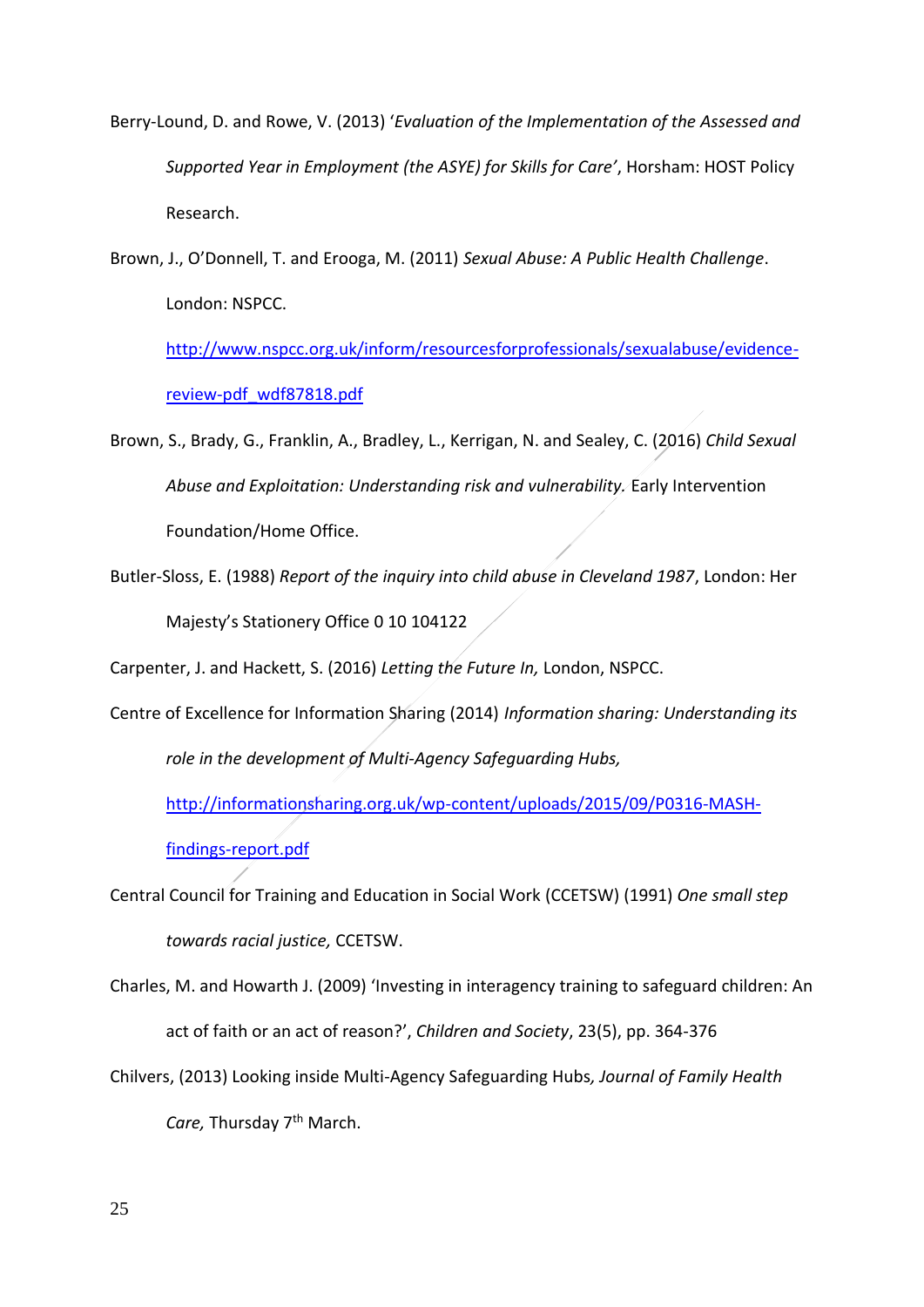Berry-Lound, D. and Rowe, V. (2013) '*Evaluation of the Implementation of the Assessed and Supported Year in Employment (the ASYE) for Skills for Care'*, Horsham: HOST Policy Research.

Brown, J., O'Donnell, T. and Erooga, M. (2011) *Sexual Abuse: A Public Health Challenge*. London: NSPCC. http://www.nspcc.org.uk/inform/resourcesforprofessionals/sexualabuse/evidence-review-pdf_wdf87818.pdf

Brown, S., Brady, G., Franklin, A., Bradley, L., Kerrigan, N. and Sealey, C. (2016) *Child Sexual Abuse and Exploitation: Understanding risk and vulnerability.* Early Intervention Foundation/Home Office.

Butler-Sloss, E. (1988) *Report of the inquiry into child abuse in Cleveland 1987*, London: Her Majesty's Stationery Office 0 10 104122

Carpenter, J. and Hackett, S. (2016) *Letting the Future In,* London, NSPCC.

Centre of Excellence for Information Sharing (2014) *Information sharing: Understanding its role in the development of Multi-Agency Safeguarding Hubs,* http://informationsharing.org.uk/wp-content/uploads/2015/09/P0316-MASH-findings-report.pdf

Central Council for Training and Education in Social Work (CCETSW) (1991) *One small step towards racial justice,* CCETSW.

Charles, M. and Howarth J. (2009) 'Investing in interagency training to safeguard children: An act of faith or an act of reason?', *Children and Society*, 23(5), pp. 364-376

Chilvers, (2013) Looking inside Multi-Agency Safeguarding Hubs*, Journal of Family Health Care,* Thursday 7th March.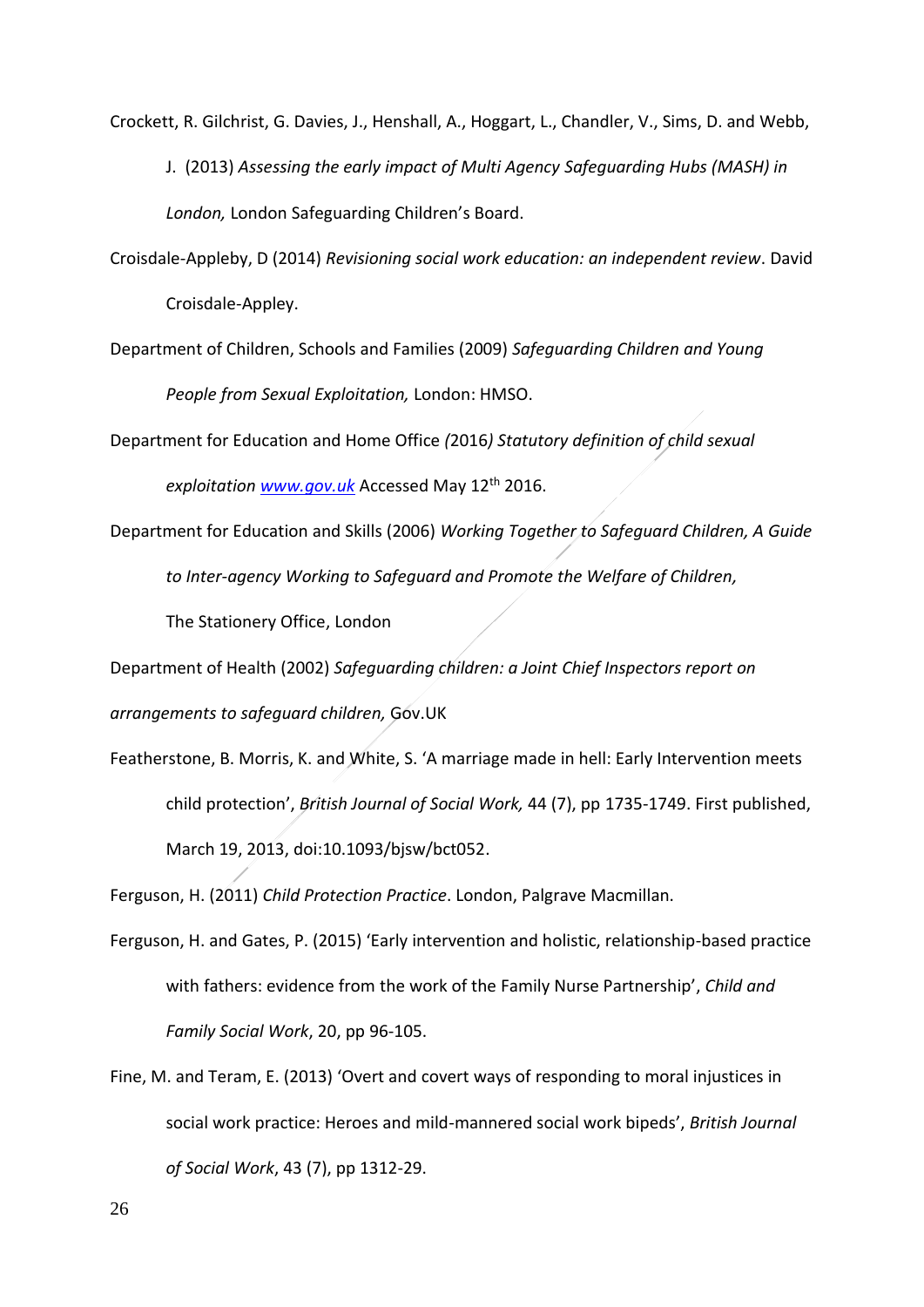Crockett, R. Gilchrist, G. Davies, J., Henshall, A., Hoggart, L., Chandler, V., Sims, D. and Webb, J. (2013) *Assessing the early impact of Multi Agency Safeguarding Hubs (MASH) in London,* London Safeguarding Children's Board.

Croisdale-Appleby, D (2014) *Revisioning social work education: an independent review*. David Croisdale-Appley.

Department of Children, Schools and Families (2009) *Safeguarding Children and Young People from Sexual Exploitation,* London: HMSO.

Department for Education and Home Office *(*2016*) Statutory definition of child sexual exploitation* [www.gov.uk](http://www.gov.uk) Accessed May 12th 2016.

Department for Education and Skills (2006) *Working Together to Safeguard Children, A Guide to Inter-agency Working to Safeguard and Promote the Welfare of Children,* The Stationery Office, London

Department of Health (2002) *Safeguarding children: a Joint Chief Inspectors report on arrangements to safeguard children,* Gov.UK

Featherstone, B. Morris, K. and White, S. 'A marriage made in hell: Early Intervention meets child protection', *British Journal of Social Work,* 44 (7), pp 1735-1749. First published, March 19, 2013, doi:10.1093/bjsw/bct052.

Ferguson, H. (2011) *Child Protection Practice*. London, Palgrave Macmillan.

Ferguson, H. and Gates, P. (2015) 'Early intervention and holistic, relationship-based practice with fathers: evidence from the work of the Family Nurse Partnership', *Child and Family Social Work*, 20, pp 96-105.

Fine, M. and Teram, E. (2013) 'Overt and covert ways of responding to moral injustices in social work practice: Heroes and mild-mannered social work bipeds', *British Journal of Social Work*, 43 (7), pp 1312-29.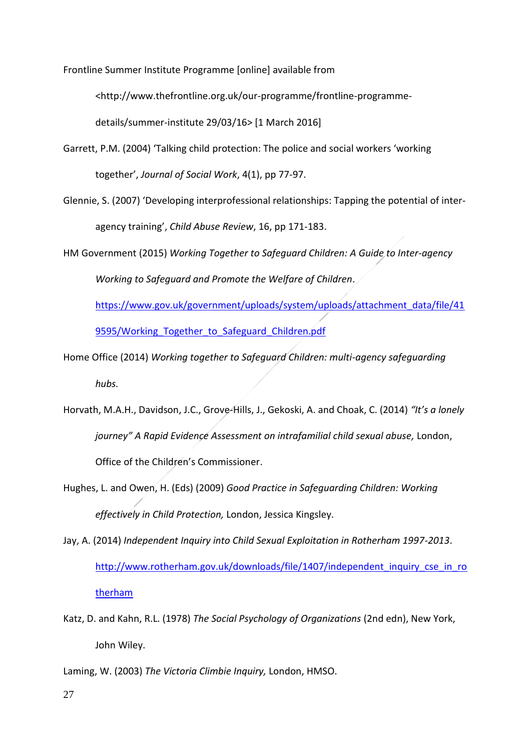Frontline Summer Institute Programme [online] available from <http://www.thefrontline.org.uk/our-programme/frontline-programme-details/summer-institute 29/03/16> [1 March 2016]

Garrett, P.M. (2004) 'Talking child protection: The police and social workers 'working together', *Journal of Social Work*, 4(1), pp 77-97.

Glennie, S. (2007) 'Developing interprofessional relationships: Tapping the potential of inter-agency training', *Child Abuse Review*, 16, pp 171-183.

HM Government (2015) *Working Together to Safeguard Children: A Guide to Inter-agency Working to Safeguard and Promote the Welfare of Children*. https://www.gov.uk/government/uploads/system/uploads/attachment_data/file/419595/Working_Together_to_Safeguard_Children.pdf

Home Office (2014) *Working together to Safeguard Children: multi-agency safeguarding hubs.*

Horvath, M.A.H., Davidson, J.C., Grove-Hills, J., Gekoski, A. and Choak, C. (2014) *"It's a lonely journey" A Rapid Evidence Assessment on intrafamilial child sexual abuse,* London, Office of the Children's Commissioner.

Hughes, L. and Owen, H. (Eds) (2009) *Good Practice in Safeguarding Children: Working effectively in Child Protection,* London, Jessica Kingsley.

Jay, A. (2014) *Independent Inquiry into Child Sexual Exploitation in Rotherham 1997-2013*. http://www.rotherham.gov.uk/downloads/file/1407/independent_inquiry_cse_in_rotherham

Katz, D. and Kahn, R.L. (1978) *The Social Psychology of Organizations* (2nd edn), New York, John Wiley.

Laming, W. (2003) *The Victoria Climbie Inquiry,* London, HMSO.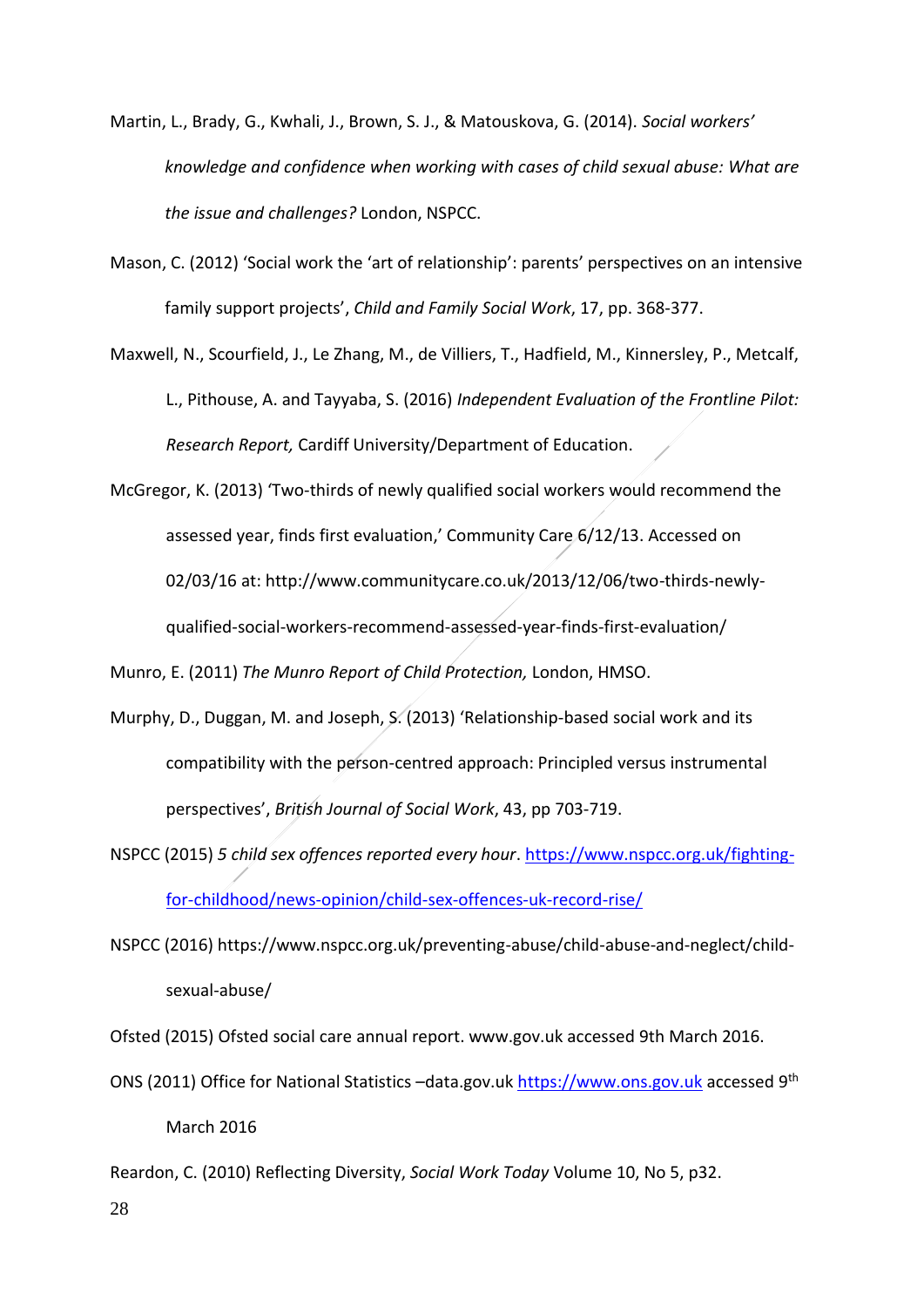Martin, L., Brady, G., Kwhali, J., Brown, S. J., & Matouskova, G. (2014). *Social workers' knowledge and confidence when working with cases of child sexual abuse: What are the issue and challenges?* London, NSPCC.

Mason, C. (2012) 'Social work the 'art of relationship': parents' perspectives on an intensive family support projects', *Child and Family Social Work*, 17, pp. 368-377.

Maxwell, N., Scourfield, J., Le Zhang, M., de Villiers, T., Hadfield, M., Kinnersley, P., Metcalf, L., Pithouse, A. and Tayyaba, S. (2016) *Independent Evaluation of the Frontline Pilot: Research Report,* Cardiff University/Department of Education.

McGregor, K. (2013) 'Two-thirds of newly qualified social workers would recommend the assessed year, finds first evaluation,' Community Care 6/12/13. Accessed on 02/03/16 at: http://www.communitycare.co.uk/2013/12/06/two-thirds-newly-qualified-social-workers-recommend-assessed-year-finds-first-evaluation/

Munro, E. (2011) *The Munro Report of Child Protection,* London, HMSO.

Murphy, D., Duggan, M. and Joseph, S. (2013) 'Relationship-based social work and its compatibility with the person-centred approach: Principled versus instrumental perspectives', *British Journal of Social Work*, 43, pp 703-719.

NSPCC (2015) *5 child sex offences reported every hour*. https://www.nspcc.org.uk/fighting-for-childhood/news-opinion/child-sex-offences-uk-record-rise/

NSPCC (2016) https://www.nspcc.org.uk/preventing-abuse/child-abuse-and-neglect/child-sexual-abuse/

Ofsted (2015) Ofsted social care annual report. www.gov.uk accessed 9th March 2016.

ONS (2011) Office for National Statistics –data.gov.uk https://www.ons.gov.uk accessed 9th March 2016

Reardon, C. (2010) Reflecting Diversity, *Social Work Today* Volume 10, No 5, p32.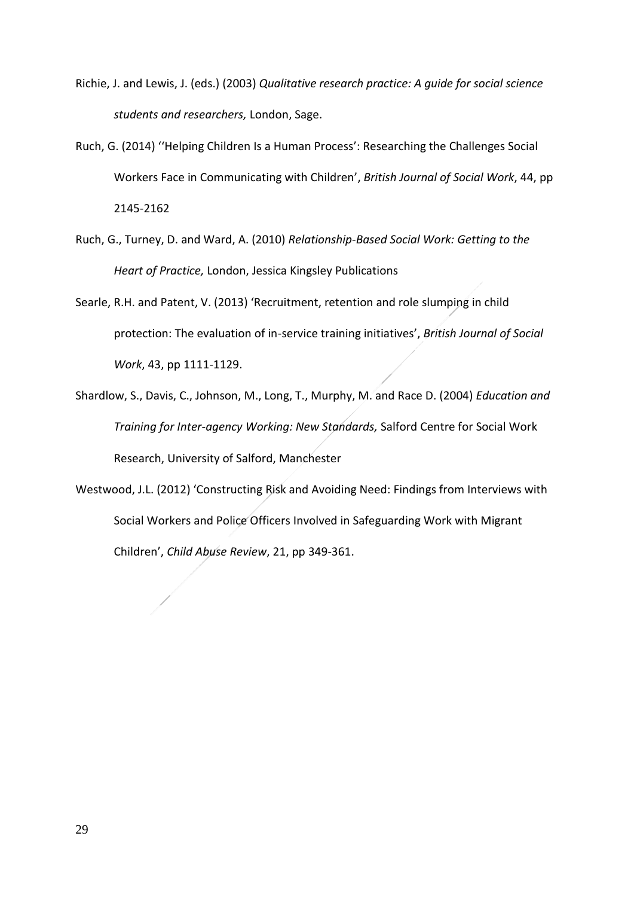Richie, J. and Lewis, J. (eds.) (2003) *Qualitative research practice: A guide for social science students and researchers,* London, Sage.

Ruch, G. (2014) ''Helping Children Is a Human Process': Researching the Challenges Social Workers Face in Communicating with Children', *British Journal of Social Work*, 44, pp 2145-2162

Ruch, G., Turney, D. and Ward, A. (2010) *Relationship-Based Social Work: Getting to the Heart of Practice,* London, Jessica Kingsley Publications

Searle, R.H. and Patent, V. (2013) 'Recruitment, retention and role slumping in child protection: The evaluation of in-service training initiatives', *British Journal of Social Work*, 43, pp 1111-1129.

Shardlow, S., Davis, C., Johnson, M., Long, T., Murphy, M. and Race D. (2004) *Education and Training for Inter-agency Working: New Standards,* Salford Centre for Social Work Research, University of Salford, Manchester

Westwood, J.L. (2012) 'Constructing Risk and Avoiding Need: Findings from Interviews with Social Workers and Police Officers Involved in Safeguarding Work with Migrant Children', *Child Abuse Review*, 21, pp 349-361.